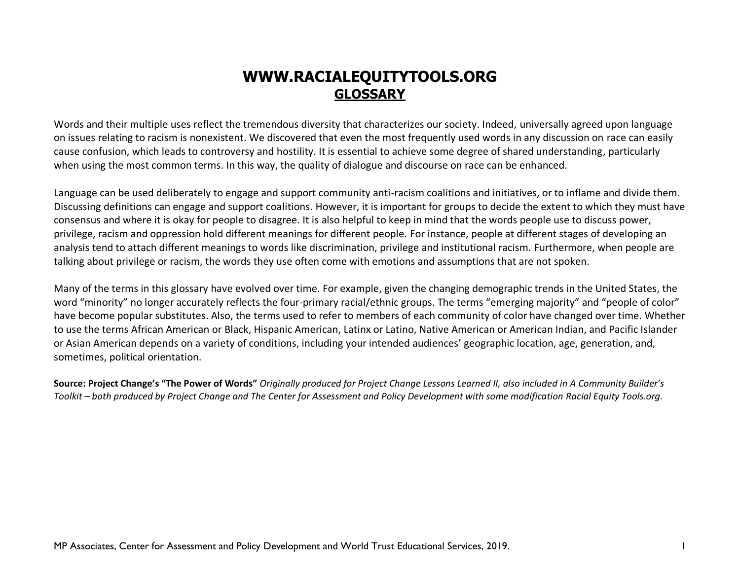# WWW.RACIALEQUITYTOOLS.ORG

## GLOSSARY

Words and their multiple uses reflect the tremendous diversity that characterizes our society. Indeed, universally agreed upon language on issues relating to racism is nonexistent. We discovered that even the most frequently used words in any discussion on race can easily cause confusion, which leads to controversy and hostility. It is essential to achieve some degree of shared understanding, particularly when using the most common terms. In this way, the quality of dialogue and discourse on race can be enhanced.

Language can be used deliberately to engage and support community anti-racism coalitions and initiatives, or to inflame and divide them. Discussing definitions can engage and support coalitions. However, it is important for groups to decide the extent to which they must have consensus and where it is okay for people to disagree. It is also helpful to keep in mind that the words people use to discuss power, privilege, racism and oppression hold different meanings for different people. For instance, people at different stages of developing an analysis tend to attach different meanings to words like discrimination, privilege and institutional racism. Furthermore, when people are talking about privilege or racism, the words they use often come with emotions and assumptions that are not spoken.

Many of the terms in this glossary have evolved over time. For example, given the changing demographic trends in the United States, the word "minority" no longer accurately reflects the four-primary racial/ethnic groups. The terms "emerging majority" and "people of color" have become popular substitutes. Also, the terms used to refer to members of each community of color have changed over time. Whether to use the terms African American or Black, Hispanic American, Latinx or Latino, Native American or American Indian, and Pacific Islander or Asian American depends on a variety of conditions, including your intended audiences' geographic location, age, generation, and, sometimes, political orientation.

**Source: Project Change's "The Power of Words"** *Originally produced for Project Change Lessons Learned II, also included in A Community Builder's Toolkit – both produced by Project Change and The Center for Assessment and Policy Development with some modification Racial Equity Tools.org.*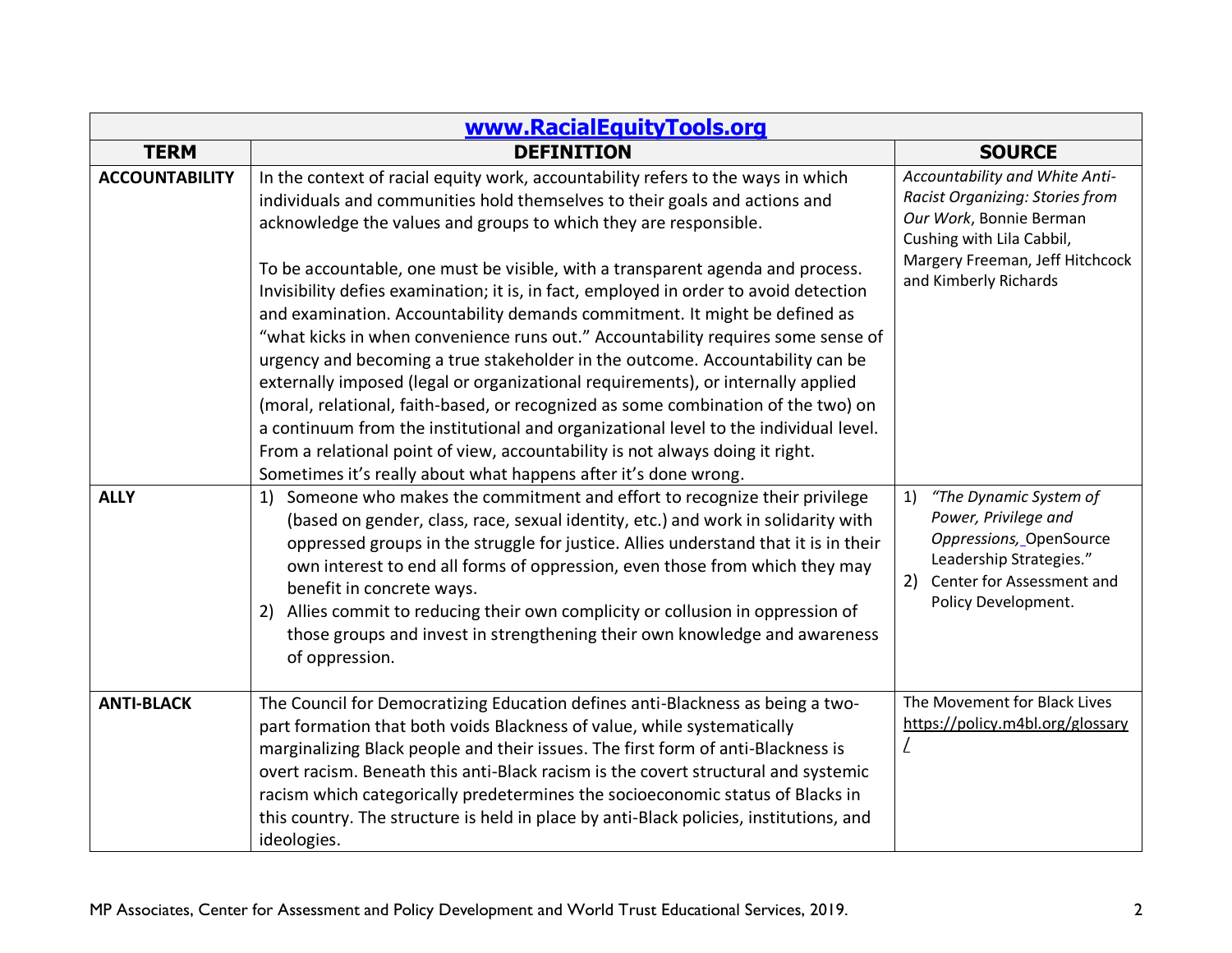| [www.RacialEquityTools.org](http://www.RacialEquityTools.org) | | |
|---|---|---|
| **TERM** | **DEFINITION** | **SOURCE** |
| **ACCOUNTABILITY** | In the context of racial equity work, accountability refers to the ways in which individuals and communities hold themselves to their goals and actions and acknowledge the values and groups to which they are responsible.<br><br>To be accountable, one must be visible, with a transparent agenda and process. Invisibility defies examination; it is, in fact, employed in order to avoid detection and examination. Accountability demands commitment. It might be defined as "what kicks in when convenience runs out." Accountability requires some sense of urgency and becoming a true stakeholder in the outcome. Accountability can be externally imposed (legal or organizational requirements), or internally applied (moral, relational, faith-based, or recognized as some combination of the two) on a continuum from the institutional and organizational level to the individual level. From a relational point of view, accountability is not always doing it right. Sometimes it's really about what happens after it's done wrong. | *Accountability and White Anti-Racist Organizing: Stories from Our Work*, Bonnie Berman Cushing with Lila Cabbil, Margery Freeman, Jeff Hitchcock and Kimberly Richards |
| **ALLY** | 1) Someone who makes the commitment and effort to recognize their privilege (based on gender, class, race, sexual identity, etc.) and work in solidarity with oppressed groups in the struggle for justice. Allies understand that it is in their own interest to end all forms of oppression, even those from which they may benefit in concrete ways.<br>2) Allies commit to reducing their own complicity or collusion in oppression of those groups and invest in strengthening their own knowledge and awareness of oppression. | 1) *"The Dynamic System of Power, Privilege and Oppressions,* OpenSource Leadership Strategies."<br>2) Center for Assessment and Policy Development. |
| **ANTI-BLACK** | The Council for Democratizing Education defines anti-Blackness as being a two-part formation that both voids Blackness of value, while systematically marginalizing Black people and their issues. The first form of anti-Blackness is overt racism. Beneath this anti-Black racism is the covert structural and systemic racism which categorically predetermines the socioeconomic status of Blacks in this country. The structure is held in place by anti-Black policies, institutions, and ideologies. | The Movement for Black Lives https://policy.m4bl.org/glossary/ |

MP Associates, Center for Assessment and Policy Development and World Trust Educational Services, 2019.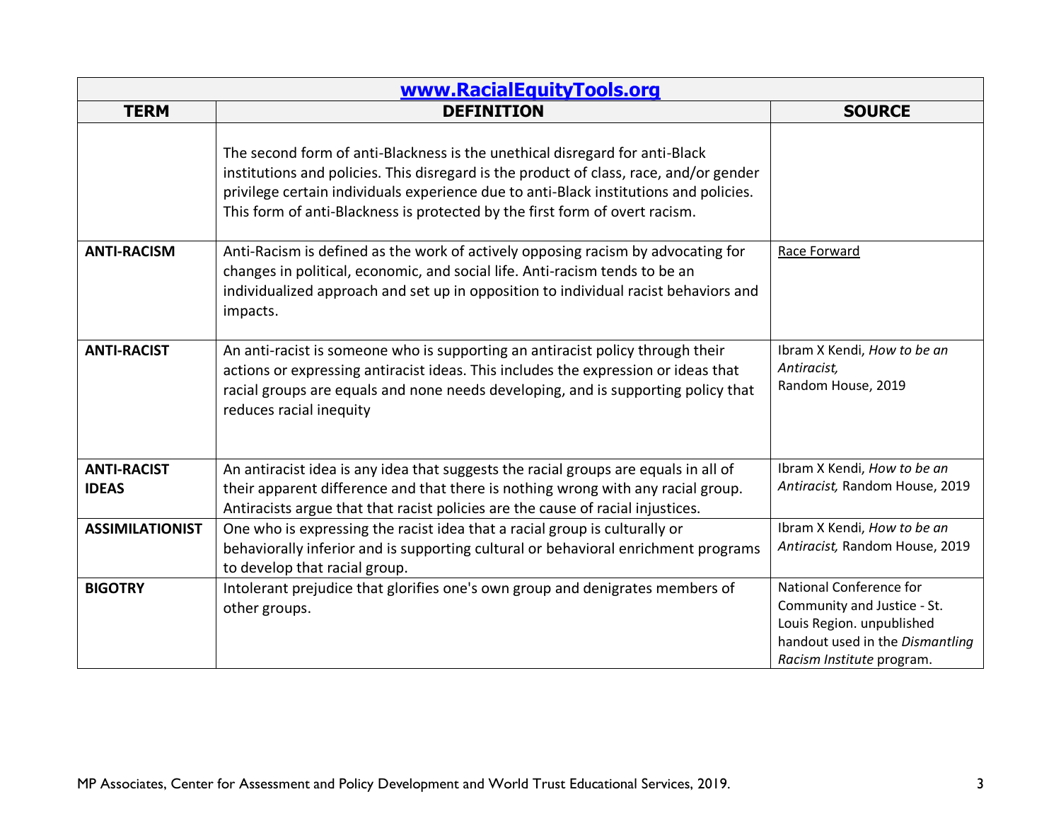| [www.RacialEquityTools.org](http://www.RacialEquityTools.org) | | |
|---|---|---|
| **TERM** | **DEFINITION** | **SOURCE** |
| | The second form of anti-Blackness is the unethical disregard for anti-Black institutions and policies. This disregard is the product of class, race, and/or gender privilege certain individuals experience due to anti-Black institutions and policies. This form of anti-Blackness is protected by the first form of overt racism. | |
| **ANTI-RACISM** | Anti-Racism is defined as the work of actively opposing racism by advocating for changes in political, economic, and social life. Anti-racism tends to be an individualized approach and set up in opposition to individual racist behaviors and impacts. | Race Forward |
| **ANTI-RACIST** | An anti-racist is someone who is supporting an antiracist policy through their actions or expressing antiracist ideas. This includes the expression or ideas that racial groups are equals and none needs developing, and is supporting policy that reduces racial inequity | Ibram X Kendi, *How to be an Antiracist,* Random House, 2019 |
| **ANTI-RACIST IDEAS** | An antiracist idea is any idea that suggests the racial groups are equals in all of their apparent difference and that there is nothing wrong with any racial group. Antiracists argue that that racist policies are the cause of racial injustices. | Ibram X Kendi, *How to be an Antiracist,* Random House, 2019 |
| **ASSIMILATIONIST** | One who is expressing the racist idea that a racial group is culturally or behaviorally inferior and is supporting cultural or behavioral enrichment programs to develop that racial group. | Ibram X Kendi, *How to be an Antiracist,* Random House, 2019 |
| **BIGOTRY** | Intolerant prejudice that glorifies one's own group and denigrates members of other groups. | National Conference for Community and Justice - St. Louis Region. unpublished handout used in the *Dismantling Racism Institute* program. |

MP Associates, Center for Assessment and Policy Development and World Trust Educational Services, 2019.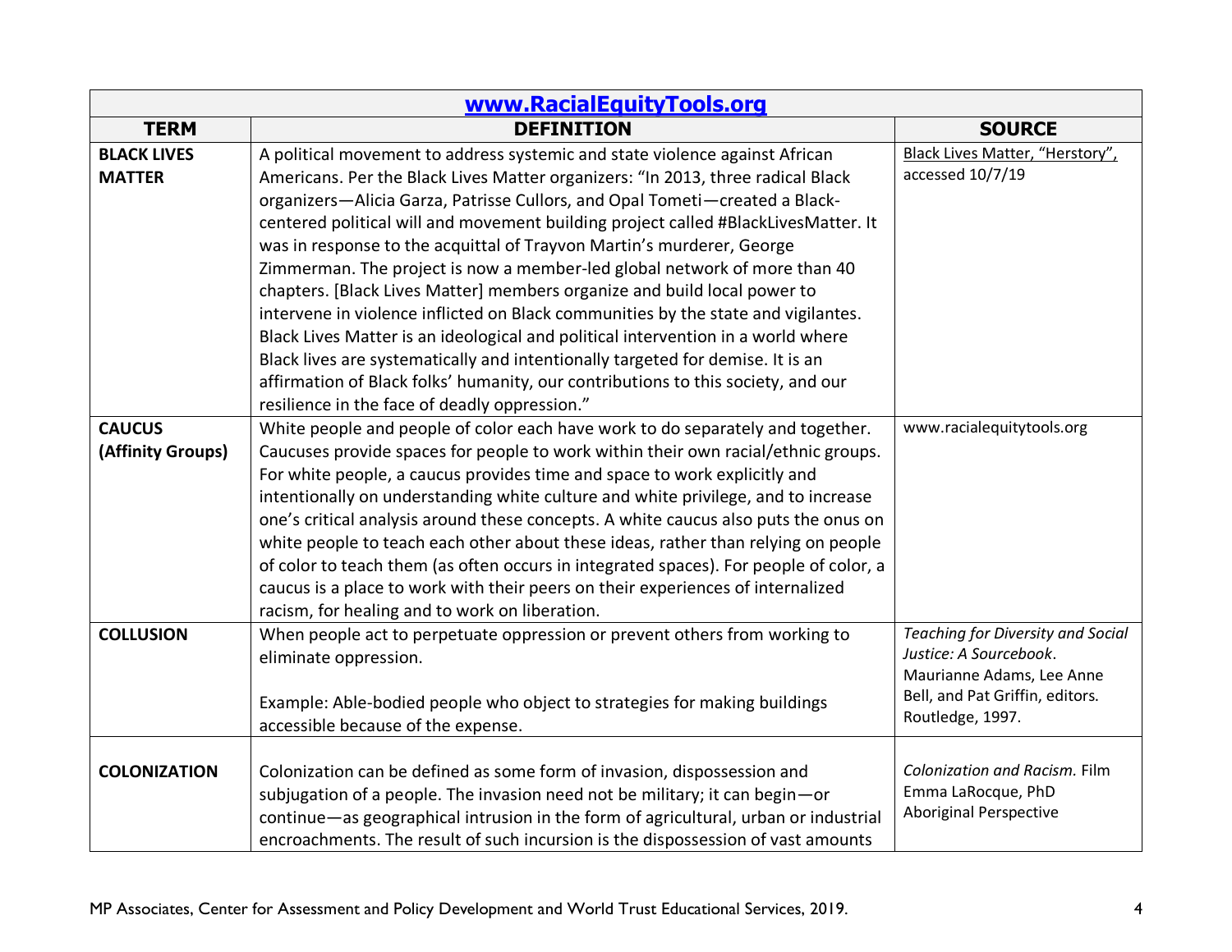| www.RacialEquityTools.org | | |
|---|---|---|
| **TERM** | **DEFINITION** | **SOURCE** |
| **BLACK LIVES MATTER** | A political movement to address systemic and state violence against African Americans. Per the Black Lives Matter organizers: "In 2013, three radical Black organizers—Alicia Garza, Patrisse Cullors, and Opal Tometi—created a Black-centered political will and movement building project called #BlackLivesMatter. It was in response to the acquittal of Trayvon Martin's murderer, George Zimmerman. The project is now a member-led global network of more than 40 chapters. [Black Lives Matter] members organize and build local power to intervene in violence inflicted on Black communities by the state and vigilantes. Black Lives Matter is an ideological and political intervention in a world where Black lives are systematically and intentionally targeted for demise. It is an affirmation of Black folks' humanity, our contributions to this society, and our resilience in the face of deadly oppression." | Black Lives Matter, "Herstory", accessed 10/7/19 |
| **CAUCUS (Affinity Groups)** | White people and people of color each have work to do separately and together. Caucuses provide spaces for people to work within their own racial/ethnic groups. For white people, a caucus provides time and space to work explicitly and intentionally on understanding white culture and white privilege, and to increase one's critical analysis around these concepts. A white caucus also puts the onus on white people to teach each other about these ideas, rather than relying on people of color to teach them (as often occurs in integrated spaces). For people of color, a caucus is a place to work with their peers on their experiences of internalized racism, for healing and to work on liberation. | www.racialequitytools.org |
| **COLLUSION** | When people act to perpetuate oppression or prevent others from working to eliminate oppression.<br><br>Example: Able-bodied people who object to strategies for making buildings accessible because of the expense. | *Teaching for Diversity and Social Justice: A Sourcebook*. Maurianne Adams, Lee Anne Bell, and Pat Griffin, editors. Routledge, 1997. |
| **COLONIZATION** | Colonization can be defined as some form of invasion, dispossession and subjugation of a people. The invasion need not be military; it can begin—or continue—as geographical intrusion in the form of agricultural, urban or industrial encroachments. The result of such incursion is the dispossession of vast amounts | *Colonization and Racism.* Film Emma LaRocque, PhD Aboriginal Perspective |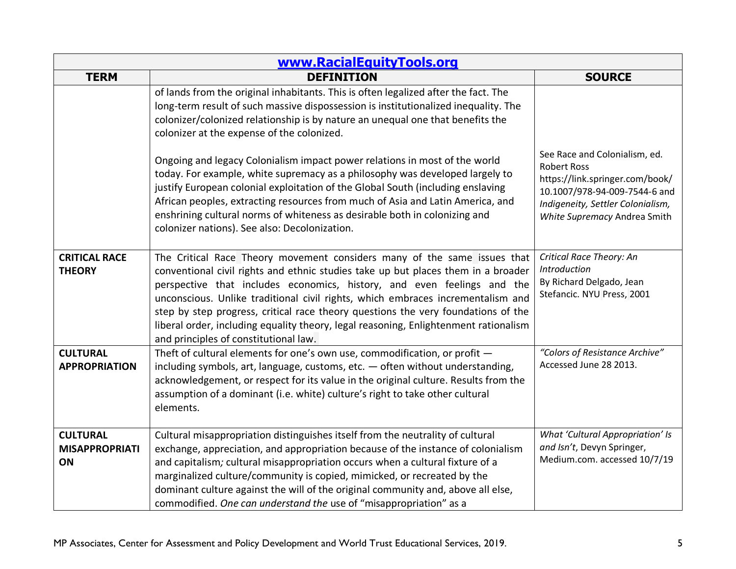| www.RacialEquityTools.org | | |
|---|---|---|
| **TERM** | **DEFINITION** | **SOURCE** |
| | of lands from the original inhabitants. This is often legalized after the fact. The long-term result of such massive dispossession is institutionalized inequality. The colonizer/colonized relationship is by nature an unequal one that benefits the colonizer at the expense of the colonized.<br><br>Ongoing and legacy Colonialism impact power relations in most of the world today. For example, white supremacy as a philosophy was developed largely to justify European colonial exploitation of the Global South (including enslaving African peoples, extracting resources from much of Asia and Latin America, and enshrining cultural norms of whiteness as desirable both in colonizing and colonizer nations). See also: Decolonization. | See Race and Colonialism, ed. Robert Ross https://link.springer.com/book/10.1007/978-94-009-7544-6 and *Indigeneity, Settler Colonialism, White Supremacy* Andrea Smith |
| **CRITICAL RACE THEORY** | The Critical Race Theory movement considers many of the same issues that conventional civil rights and ethnic studies take up but places them in a broader perspective that includes economics, history, and even feelings and the unconscious. Unlike traditional civil rights, which embraces incrementalism and step by step progress, critical race theory questions the very foundations of the liberal order, including equality theory, legal reasoning, Enlightenment rationalism and principles of constitutional law. | *Critical Race Theory: An Introduction* By Richard Delgado, Jean Stefancic. NYU Press, 2001 |
| **CULTURAL APPROPRIATION** | Theft of cultural elements for one's own use, commodification, or profit — including symbols, art, language, customs, etc. — often without understanding, acknowledgement, or respect for its value in the original culture. Results from the assumption of a dominant (i.e. white) culture's right to take other cultural elements. | *"Colors of Resistance Archive"* Accessed June 28 2013. |
| **CULTURAL MISAPPROPRIATION** | Cultural misappropriation distinguishes itself from the neutrality of cultural exchange, appreciation, and appropriation because of the instance of colonialism and capitalism*;* cultural misappropriation occurs when a cultural fixture of a marginalized culture/community is copied, mimicked, or recreated by the dominant culture against the will of the original community and, above all else, commodified. *One can understand the* use of "misappropriation" as a | *What 'Cultural Appropriation' Is and Isn't*, Devyn Springer, Medium.com. accessed 10/7/19 |

MP Associates, Center for Assessment and Policy Development and World Trust Educational Services, 2019.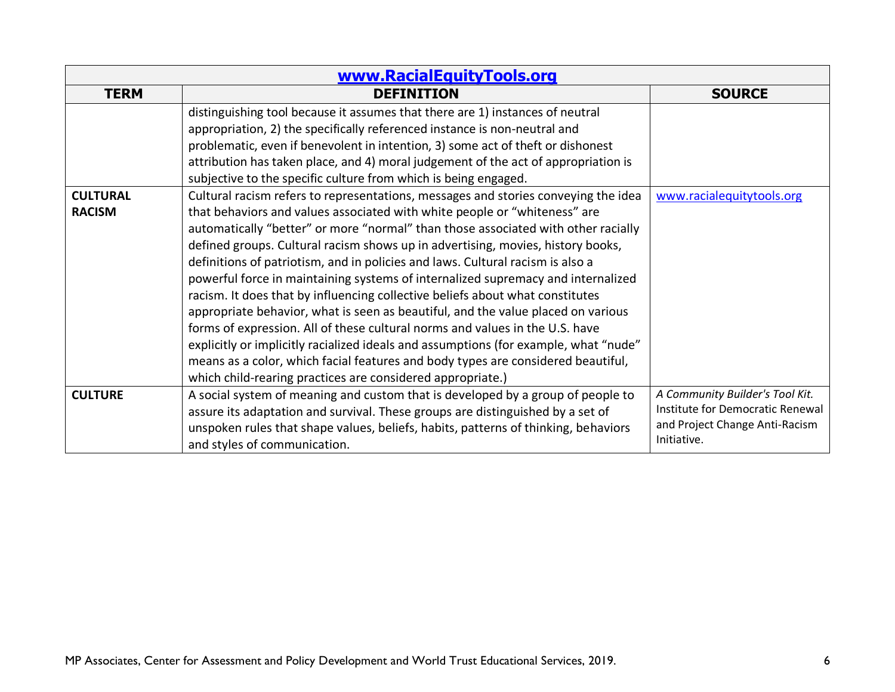| www.RacialEquityTools.org | | |
|---|---|---|
| **TERM** | **DEFINITION** | **SOURCE** |
| | distinguishing tool because it assumes that there are 1) instances of neutral appropriation, 2) the specifically referenced instance is non-neutral and problematic, even if benevolent in intention, 3) some act of theft or dishonest attribution has taken place, and 4) moral judgement of the act of appropriation is subjective to the specific culture from which is being engaged. | |
| **CULTURAL RACISM** | Cultural racism refers to representations, messages and stories conveying the idea that behaviors and values associated with white people or "whiteness" are automatically "better" or more "normal" than those associated with other racially defined groups. Cultural racism shows up in advertising, movies, history books, definitions of patriotism, and in policies and laws. Cultural racism is also a powerful force in maintaining systems of internalized supremacy and internalized racism. It does that by influencing collective beliefs about what constitutes appropriate behavior, what is seen as beautiful, and the value placed on various forms of expression. All of these cultural norms and values in the U.S. have explicitly or implicitly racialized ideals and assumptions (for example, what "nude" means as a color, which facial features and body types are considered beautiful, which child-rearing practices are considered appropriate.) | www.racialequitytools.org |
| **CULTURE** | A social system of meaning and custom that is developed by a group of people to assure its adaptation and survival. These groups are distinguished by a set of unspoken rules that shape values, beliefs, habits, patterns of thinking, behaviors and styles of communication. | *A Community Builder's Tool Kit.* Institute for Democratic Renewal and Project Change Anti-Racism Initiative. |

MP Associates, Center for Assessment and Policy Development and World Trust Educational Services, 2019.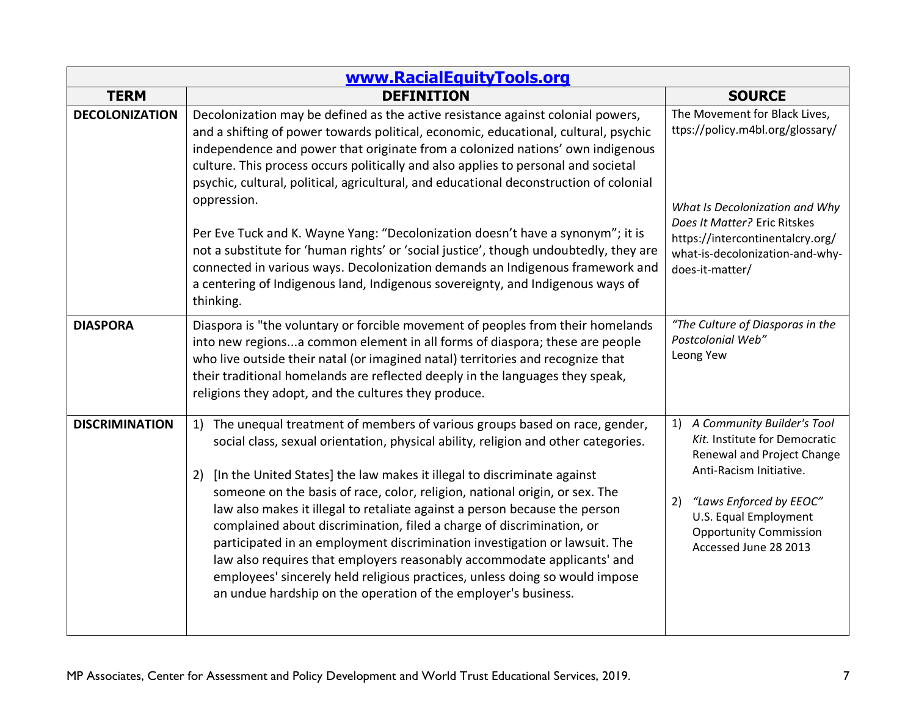| www.RacialEquityTools.org | | |
|---|---|---|
| **TERM** | **DEFINITION** | **SOURCE** |
| **DECOLONIZATION** | Decolonization may be defined as the active resistance against colonial powers, and a shifting of power towards political, economic, educational, cultural, psychic independence and power that originate from a colonized nations' own indigenous culture. This process occurs politically and also applies to personal and societal psychic, cultural, political, agricultural, and educational deconstruction of colonial oppression.<br><br>Per Eve Tuck and K. Wayne Yang: "Decolonization doesn't have a synonym"; it is not a substitute for 'human rights' or 'social justice', though undoubtedly, they are connected in various ways. Decolonization demands an Indigenous framework and a centering of Indigenous land, Indigenous sovereignty, and Indigenous ways of thinking. | The Movement for Black Lives, ttps://policy.m4bl.org/glossary/<br><br>*What Is Decolonization and Why Does It Matter?* Eric Ritskes https://intercontinentalcry.org/what-is-decolonization-and-why-does-it-matter/ |
| **DIASPORA** | Diaspora is "the voluntary or forcible movement of peoples from their homelands into new regions...a common element in all forms of diaspora; these are people who live outside their natal (or imagined natal) territories and recognize that their traditional homelands are reflected deeply in the languages they speak, religions they adopt, and the cultures they produce. | *"The Culture of Diasporas in the Postcolonial Web"* Leong Yew |
| **DISCRIMINATION** | 1) The unequal treatment of members of various groups based on race, gender, social class, sexual orientation, physical ability, religion and other categories.<br><br>2) [In the United States] the law makes it illegal to discriminate against someone on the basis of race, color, religion, national origin, or sex. The law also makes it illegal to retaliate against a person because the person complained about discrimination, filed a charge of discrimination, or participated in an employment discrimination investigation or lawsuit. The law also requires that employers reasonably accommodate applicants' and employees' sincerely held religious practices, unless doing so would impose an undue hardship on the operation of the employer's business. | 1) *A Community Builder's Tool Kit.* Institute for Democratic Renewal and Project Change Anti-Racism Initiative.<br><br>2) *"Laws Enforced by EEOC"* U.S. Equal Employment Opportunity Commission Accessed June 28 2013 |

MP Associates, Center for Assessment and Policy Development and World Trust Educational Services, 2019.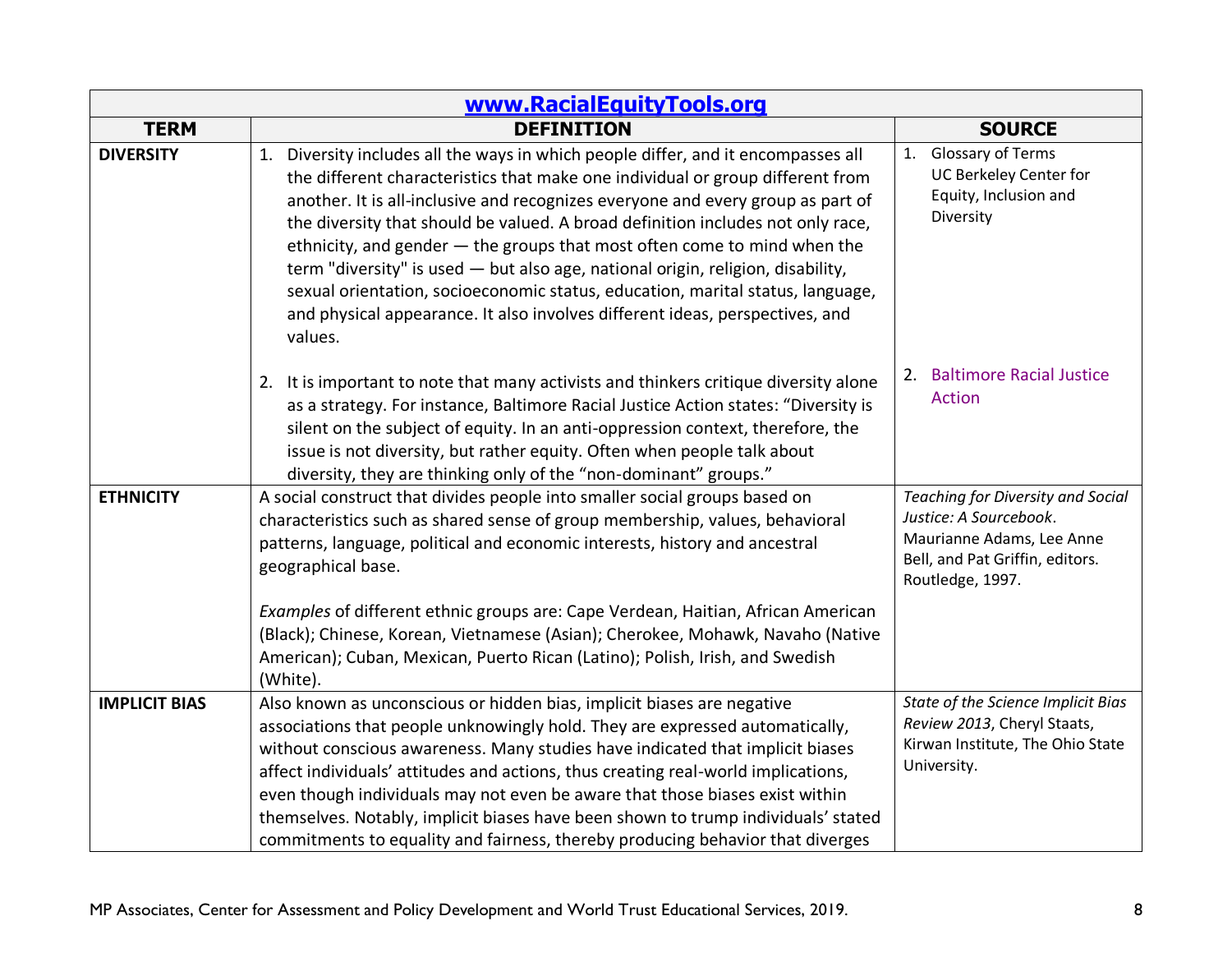| [www.RacialEquityTools.org](http://www.RacialEquityTools.org) | | |
|---|---|---|
| **TERM** | **DEFINITION** | **SOURCE** |
| **DIVERSITY** | 1. Diversity includes all the ways in which people differ, and it encompasses all the different characteristics that make one individual or group different from another. It is all-inclusive and recognizes everyone and every group as part of the diversity that should be valued. A broad definition includes not only race, ethnicity, and gender — the groups that most often come to mind when the term "diversity" is used — but also age, national origin, religion, disability, sexual orientation, socioeconomic status, education, marital status, language, and physical appearance. It also involves different ideas, perspectives, and values.<br><br>2. It is important to note that many activists and thinkers critique diversity alone as a strategy. For instance, Baltimore Racial Justice Action states: "Diversity is silent on the subject of equity. In an anti-oppression context, therefore, the issue is not diversity, but rather equity. Often when people talk about diversity, they are thinking only of the "non-dominant" groups." | 1. Glossary of Terms UC Berkeley Center for Equity, Inclusion and Diversity<br><br>2. Baltimore Racial Justice Action |
| **ETHNICITY** | A social construct that divides people into smaller social groups based on characteristics such as shared sense of group membership, values, behavioral patterns, language, political and economic interests, history and ancestral geographical base.<br><br>*Examples* of different ethnic groups are: Cape Verdean, Haitian, African American (Black); Chinese, Korean, Vietnamese (Asian); Cherokee, Mohawk, Navaho (Native American); Cuban, Mexican, Puerto Rican (Latino); Polish, Irish, and Swedish (White). | *Teaching for Diversity and Social Justice: A Sourcebook*. Maurianne Adams, Lee Anne Bell, and Pat Griffin, editors. Routledge, 1997. |
| **IMPLICIT BIAS** | Also known as unconscious or hidden bias, implicit biases are negative associations that people unknowingly hold. They are expressed automatically, without conscious awareness. Many studies have indicated that implicit biases affect individuals' attitudes and actions, thus creating real-world implications, even though individuals may not even be aware that those biases exist within themselves. Notably, implicit biases have been shown to trump individuals' stated commitments to equality and fairness, thereby producing behavior that diverges | *State of the Science Implicit Bias Review 2013*, Cheryl Staats, Kirwan Institute, The Ohio State University. |

MP Associates, Center for Assessment and Policy Development and World Trust Educational Services, 2019.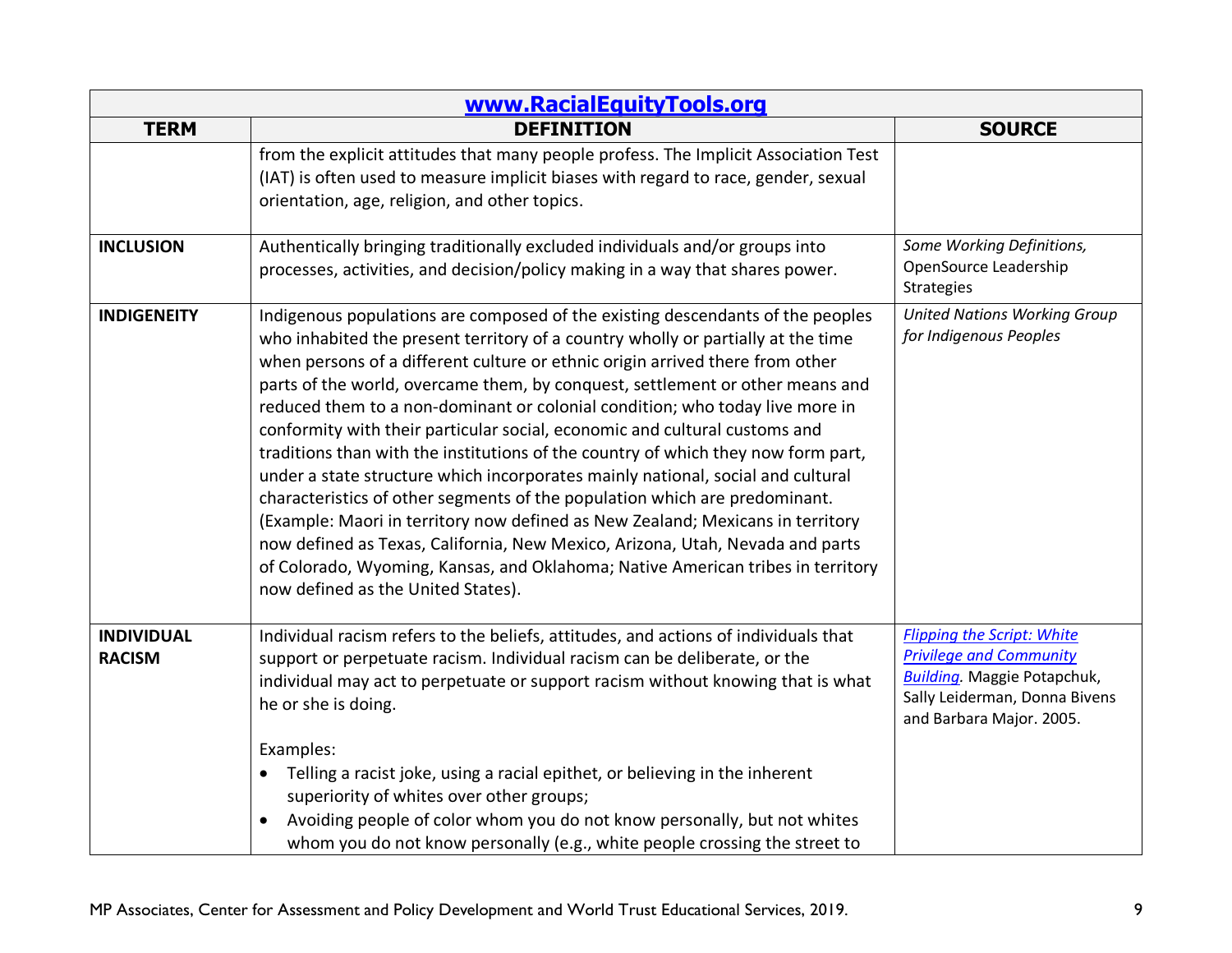| www.RacialEquityTools.org | | |
|---|---|---|
| **TERM** | **DEFINITION** | **SOURCE** |
| | from the explicit attitudes that many people profess. The Implicit Association Test (IAT) is often used to measure implicit biases with regard to race, gender, sexual orientation, age, religion, and other topics. | |
| **INCLUSION** | Authentically bringing traditionally excluded individuals and/or groups into processes, activities, and decision/policy making in a way that shares power. | *Some Working Definitions,* OpenSource Leadership Strategies |
| **INDIGENEITY** | Indigenous populations are composed of the existing descendants of the peoples who inhabited the present territory of a country wholly or partially at the time when persons of a different culture or ethnic origin arrived there from other parts of the world, overcame them, by conquest, settlement or other means and reduced them to a non-dominant or colonial condition; who today live more in conformity with their particular social, economic and cultural customs and traditions than with the institutions of the country of which they now form part, under a state structure which incorporates mainly national, social and cultural characteristics of other segments of the population which are predominant. (Example: Maori in territory now defined as New Zealand; Mexicans in territory now defined as Texas, California, New Mexico, Arizona, Utah, Nevada and parts of Colorado, Wyoming, Kansas, and Oklahoma; Native American tribes in territory now defined as the United States). | *United Nations Working Group for Indigenous Peoples* |
| **INDIVIDUAL RACISM** | Individual racism refers to the beliefs, attitudes, and actions of individuals that support or perpetuate racism. Individual racism can be deliberate, or the individual may act to perpetuate or support racism without knowing that is what he or she is doing.<br><br>Examples:<br>• Telling a racist joke, using a racial epithet, or believing in the inherent superiority of whites over other groups;<br>• Avoiding people of color whom you do not know personally, but not whites whom you do not know personally (e.g., white people crossing the street to | *Flipping the Script: White Privilege and Community Building*. Maggie Potapchuk, Sally Leiderman, Donna Bivens and Barbara Major. 2005. |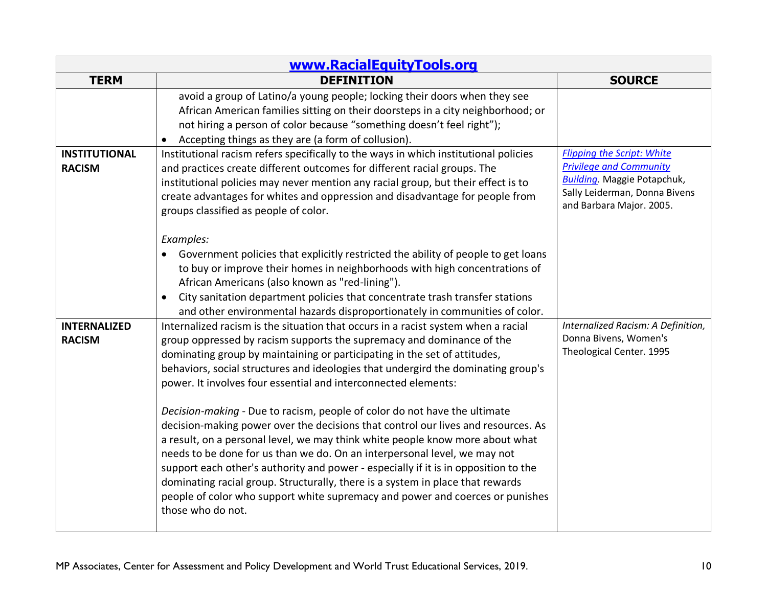| [www.RacialEquityTools.org](http://www.RacialEquityTools.org) | | |
|---|---|---|
| **TERM** | **DEFINITION** | **SOURCE** |
| | avoid a group of Latino/a young people; locking their doors when they see African American families sitting on their doorsteps in a city neighborhood; or not hiring a person of color because "something doesn't feel right");<br>• Accepting things as they are (a form of collusion). | |
| **INSTITUTIONAL RACISM** | Institutional racism refers specifically to the ways in which institutional policies and practices create different outcomes for different racial groups. The institutional policies may never mention any racial group, but their effect is to create advantages for whites and oppression and disadvantage for people from groups classified as people of color.<br><br>*Examples:*<br>• Government policies that explicitly restricted the ability of people to get loans to buy or improve their homes in neighborhoods with high concentrations of African Americans (also known as "red-lining").<br>• City sanitation department policies that concentrate trash transfer stations and other environmental hazards disproportionately in communities of color. | *Flipping the Script: White Privilege and Community Building*. Maggie Potapchuk, Sally Leiderman, Donna Bivens and Barbara Major. 2005. |
| **INTERNALIZED RACISM** | Internalized racism is the situation that occurs in a racist system when a racial group oppressed by racism supports the supremacy and dominance of the dominating group by maintaining or participating in the set of attitudes, behaviors, social structures and ideologies that undergird the dominating group's power. It involves four essential and interconnected elements:<br><br>*Decision-making* - Due to racism, people of color do not have the ultimate decision-making power over the decisions that control our lives and resources. As a result, on a personal level, we may think white people know more about what needs to be done for us than we do. On an interpersonal level, we may not support each other's authority and power - especially if it is in opposition to the dominating racial group. Structurally, there is a system in place that rewards people of color who support white supremacy and power and coerces or punishes those who do not. | *Internalized Racism: A Definition,* Donna Bivens, Women's Theological Center. 1995 |

MP Associates, Center for Assessment and Policy Development and World Trust Educational Services, 2019.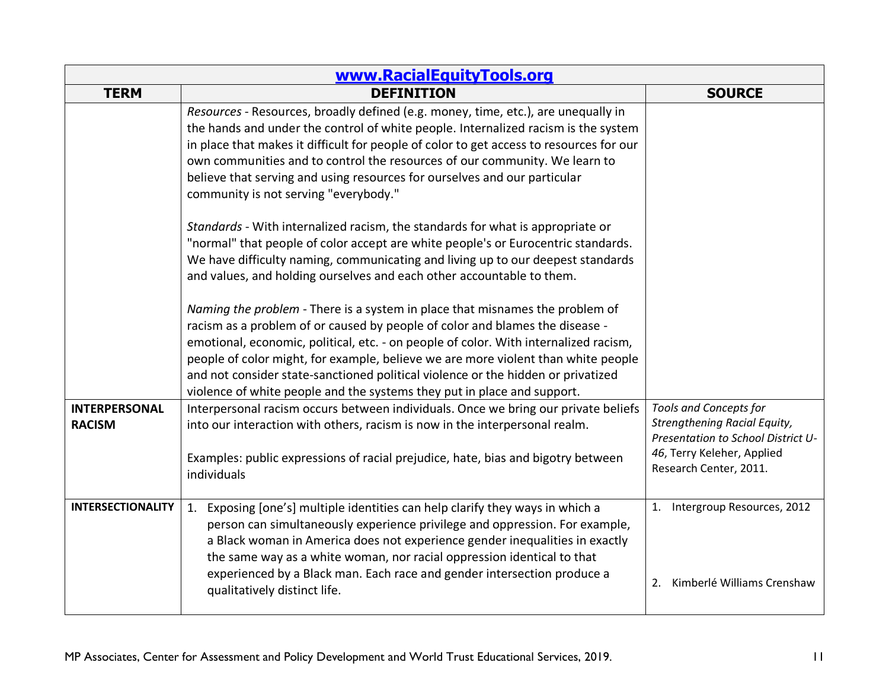| www.RacialEquityTools.org | | |
|---|---|---|
| **TERM** | **DEFINITION** | **SOURCE** |
| | *Resources* - Resources, broadly defined (e.g. money, time, etc.), are unequally in the hands and under the control of white people. Internalized racism is the system in place that makes it difficult for people of color to get access to resources for our own communities and to control the resources of our community. We learn to believe that serving and using resources for ourselves and our particular community is not serving "everybody."<br><br>*Standards* - With internalized racism, the standards for what is appropriate or "normal" that people of color accept are white people's or Eurocentric standards. We have difficulty naming, communicating and living up to our deepest standards and values, and holding ourselves and each other accountable to them.<br><br>*Naming the problem* - There is a system in place that misnames the problem of racism as a problem of or caused by people of color and blames the disease - emotional, economic, political, etc. - on people of color. With internalized racism, people of color might, for example, believe we are more violent than white people and not consider state-sanctioned political violence or the hidden or privatized violence of white people and the systems they put in place and support. | |
| **INTERPERSONAL RACISM** | Interpersonal racism occurs between individuals. Once we bring our private beliefs into our interaction with others, racism is now in the interpersonal realm.<br><br>Examples: public expressions of racial prejudice, hate, bias and bigotry between individuals | *Tools and Concepts for Strengthening Racial Equity, Presentation to School District U-46*, Terry Keleher, Applied Research Center, 2011. |
| **INTERSECTIONALITY** | 1. Exposing [one's] multiple identities can help clarify they ways in which a person can simultaneously experience privilege and oppression. For example, a Black woman in America does not experience gender inequalities in exactly the same way as a white woman, nor racial oppression identical to that experienced by a Black man. Each race and gender intersection produce a qualitatively distinct life. | 1. Intergroup Resources, 2012<br><br>2. Kimberlé Williams Crenshaw |

MP Associates, Center for Assessment and Policy Development and World Trust Educational Services, 2019.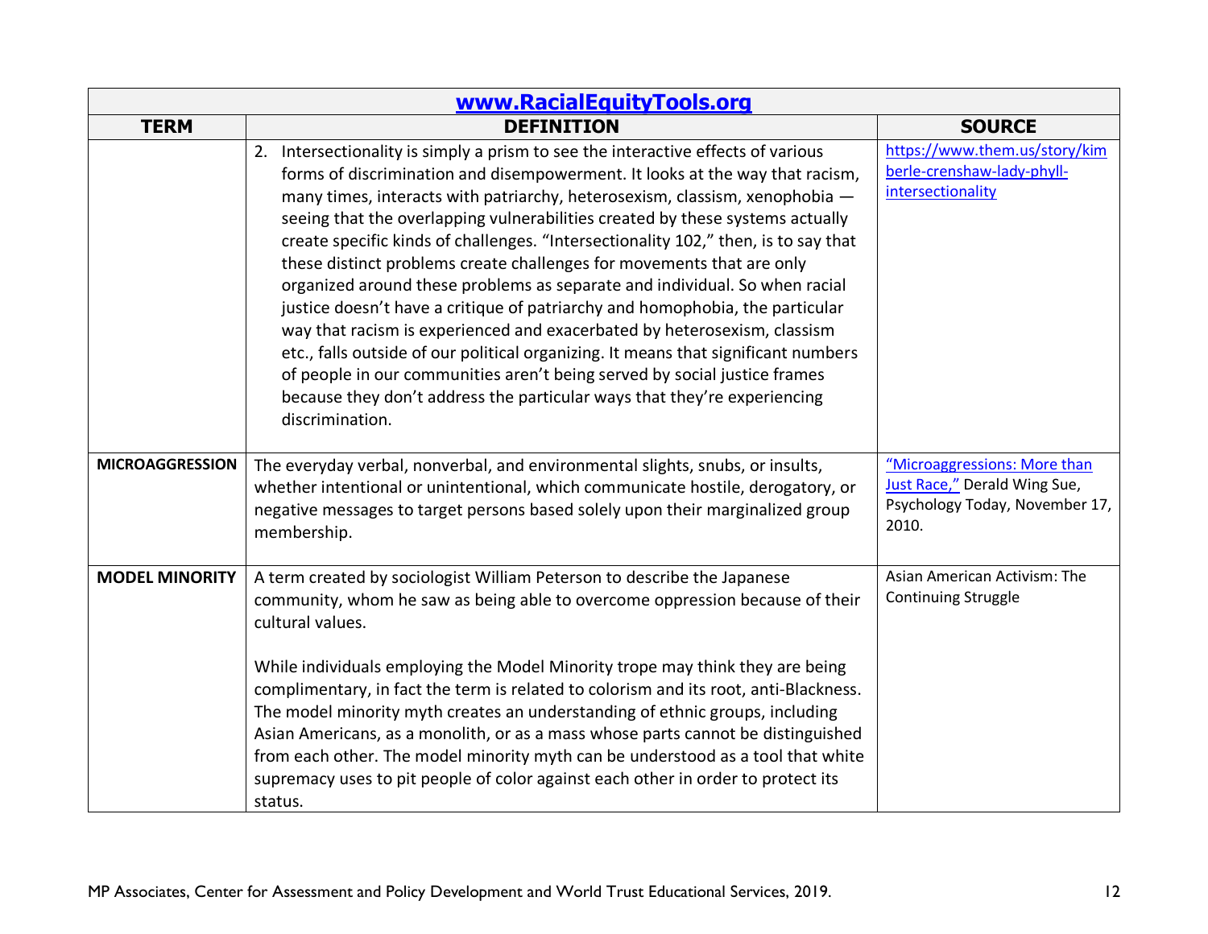| www.RacialEquityTools.org | | |
|---|---|---|
| **TERM** | **DEFINITION** | **SOURCE** |
| | 2. Intersectionality is simply a prism to see the interactive effects of various forms of discrimination and disempowerment. It looks at the way that racism, many times, interacts with patriarchy, heterosexism, classism, xenophobia — seeing that the overlapping vulnerabilities created by these systems actually create specific kinds of challenges. "Intersectionality 102," then, is to say that these distinct problems create challenges for movements that are only organized around these problems as separate and individual. So when racial justice doesn't have a critique of patriarchy and homophobia, the particular way that racism is experienced and exacerbated by heterosexism, classism etc., falls outside of our political organizing. It means that significant numbers of people in our communities aren't being served by social justice frames because they don't address the particular ways that they're experiencing discrimination. | https://www.them.us/story/kimberle-crenshaw-lady-phyll-intersectionality |
| **MICROAGGRESSION** | The everyday verbal, nonverbal, and environmental slights, snubs, or insults, whether intentional or unintentional, which communicate hostile, derogatory, or negative messages to target persons based solely upon their marginalized group membership. | "Microaggressions: More than Just Race," Derald Wing Sue, Psychology Today, November 17, 2010. |
| **MODEL MINORITY** | A term created by sociologist William Peterson to describe the Japanese community, whom he saw as being able to overcome oppression because of their cultural values.<br><br>While individuals employing the Model Minority trope may think they are being complimentary, in fact the term is related to colorism and its root, anti-Blackness. The model minority myth creates an understanding of ethnic groups, including Asian Americans, as a monolith, or as a mass whose parts cannot be distinguished from each other. The model minority myth can be understood as a tool that white supremacy uses to pit people of color against each other in order to protect its status. | Asian American Activism: The Continuing Struggle |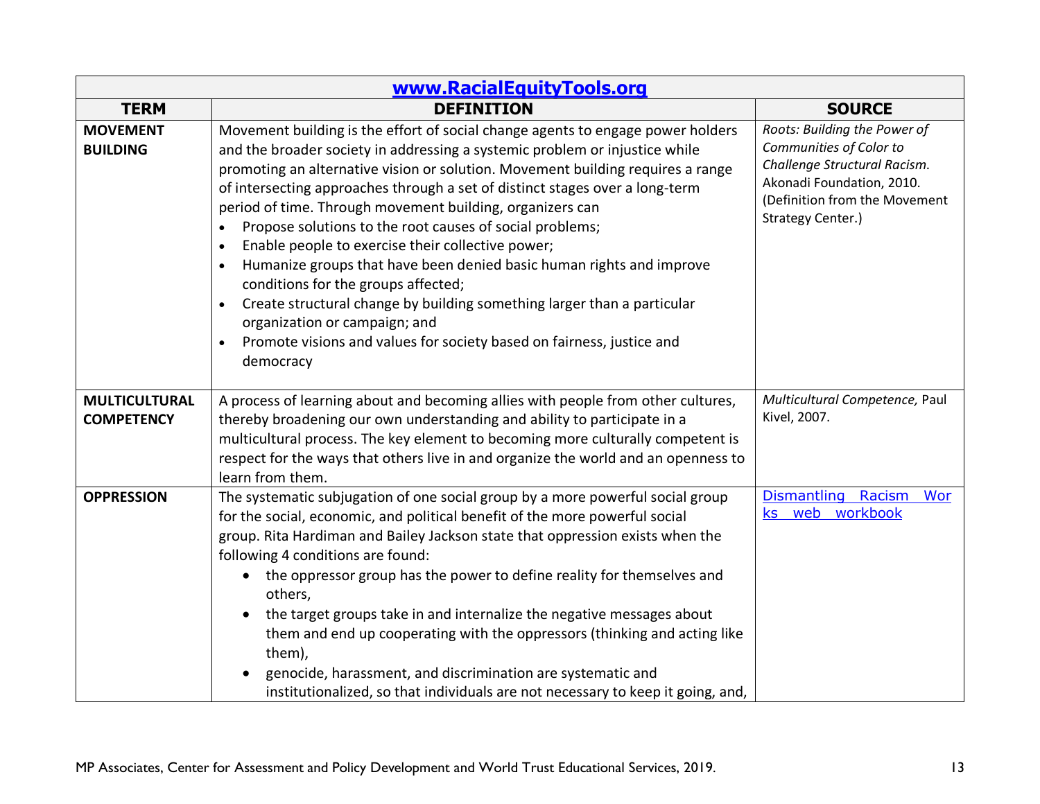| www.RacialEquityTools.org | | |
|---|---|---|
| **TERM** | **DEFINITION** | **SOURCE** |
| **MOVEMENT BUILDING** | Movement building is the effort of social change agents to engage power holders and the broader society in addressing a systemic problem or injustice while promoting an alternative vision or solution. Movement building requires a range of intersecting approaches through a set of distinct stages over a long-term period of time. Through movement building, organizers can<br>• Propose solutions to the root causes of social problems;<br>• Enable people to exercise their collective power;<br>• Humanize groups that have been denied basic human rights and improve conditions for the groups affected;<br>• Create structural change by building something larger than a particular organization or campaign; and<br>• Promote visions and values for society based on fairness, justice and democracy | *Roots: Building the Power of Communities of Color to Challenge Structural Racism*. Akonadi Foundation, 2010. (Definition from the Movement Strategy Center.) |
| **MULTICULTURAL COMPETENCY** | A process of learning about and becoming allies with people from other cultures, thereby broadening our own understanding and ability to participate in a multicultural process. The key element to becoming more culturally competent is respect for the ways that others live in and organize the world and an openness to learn from them. | *Multicultural Competence,* Paul Kivel, 2007. |
| **OPPRESSION** | The systematic subjugation of one social group by a more powerful social group for the social, economic, and political benefit of the more powerful social group. Rita Hardiman and Bailey Jackson state that oppression exists when the following 4 conditions are found:<br>• the oppressor group has the power to define reality for themselves and others,<br>• the target groups take in and internalize the negative messages about them and end up cooperating with the oppressors (thinking and acting like them),<br>• genocide, harassment, and discrimination are systematic and institutionalized, so that individuals are not necessary to keep it going, and, | Dismantling Racism Works web workbook |

MP Associates, Center for Assessment and Policy Development and World Trust Educational Services, 2019.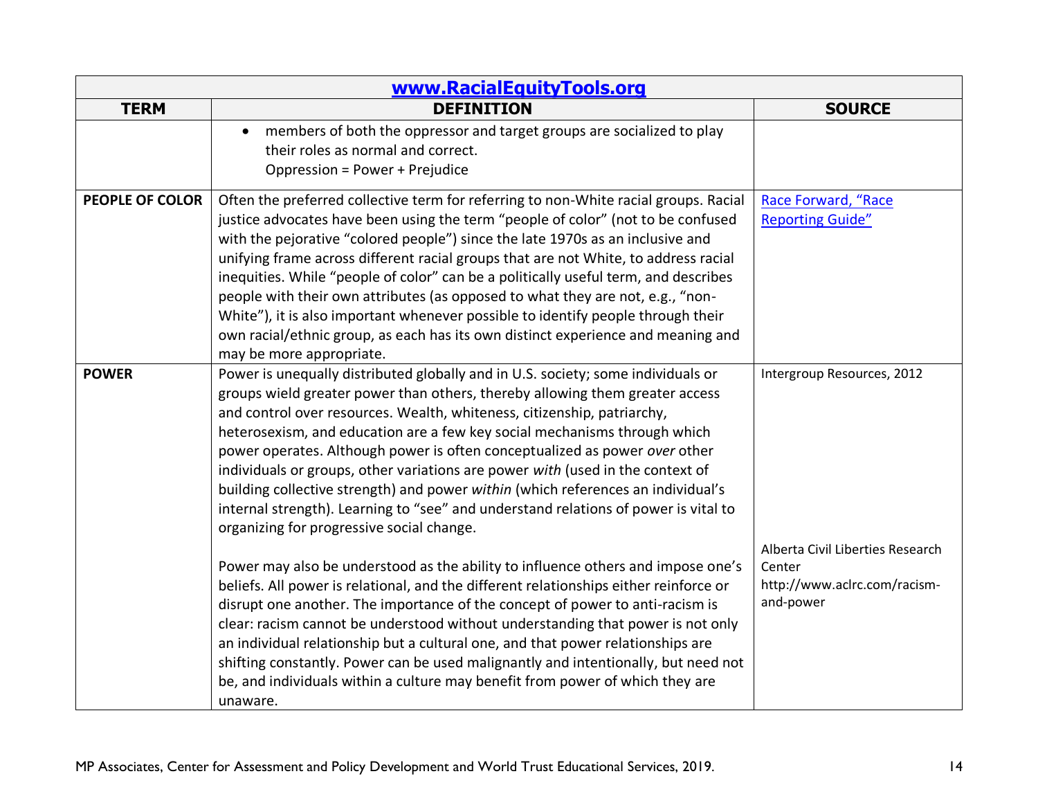| [www.RacialEquityTools.org](http://www.RacialEquityTools.org) | | |
|---|---|---|
| **TERM** | **DEFINITION** | **SOURCE** |
| | • members of both the oppressor and target groups are socialized to play their roles as normal and correct. Oppression = Power + Prejudice | |
| **PEOPLE OF COLOR** | Often the preferred collective term for referring to non-White racial groups. Racial justice advocates have been using the term "people of color" (not to be confused with the pejorative "colored people") since the late 1970s as an inclusive and unifying frame across different racial groups that are not White, to address racial inequities. While "people of color" can be a politically useful term, and describes people with their own attributes (as opposed to what they are not, e.g., "non-White"), it is also important whenever possible to identify people through their own racial/ethnic group, as each has its own distinct experience and meaning and may be more appropriate. | Race Forward, "Race Reporting Guide" |
| **POWER** | Power is unequally distributed globally and in U.S. society; some individuals or groups wield greater power than others, thereby allowing them greater access and control over resources. Wealth, whiteness, citizenship, patriarchy, heterosexism, and education are a few key social mechanisms through which power operates. Although power is often conceptualized as power *over* other individuals or groups, other variations are power *with* (used in the context of building collective strength) and power *within* (which references an individual's internal strength). Learning to "see" and understand relations of power is vital to organizing for progressive social change.<br><br>Power may also be understood as the ability to influence others and impose one's beliefs. All power is relational, and the different relationships either reinforce or disrupt one another. The importance of the concept of power to anti-racism is clear: racism cannot be understood without understanding that power is not only an individual relationship but a cultural one, and that power relationships are shifting constantly. Power can be used malignantly and intentionally, but need not be, and individuals within a culture may benefit from power of which they are unaware. | Intergroup Resources, 2012<br><br>Alberta Civil Liberties Research Center http://www.aclrc.com/racism-and-power |

MP Associates, Center for Assessment and Policy Development and World Trust Educational Services, 2019.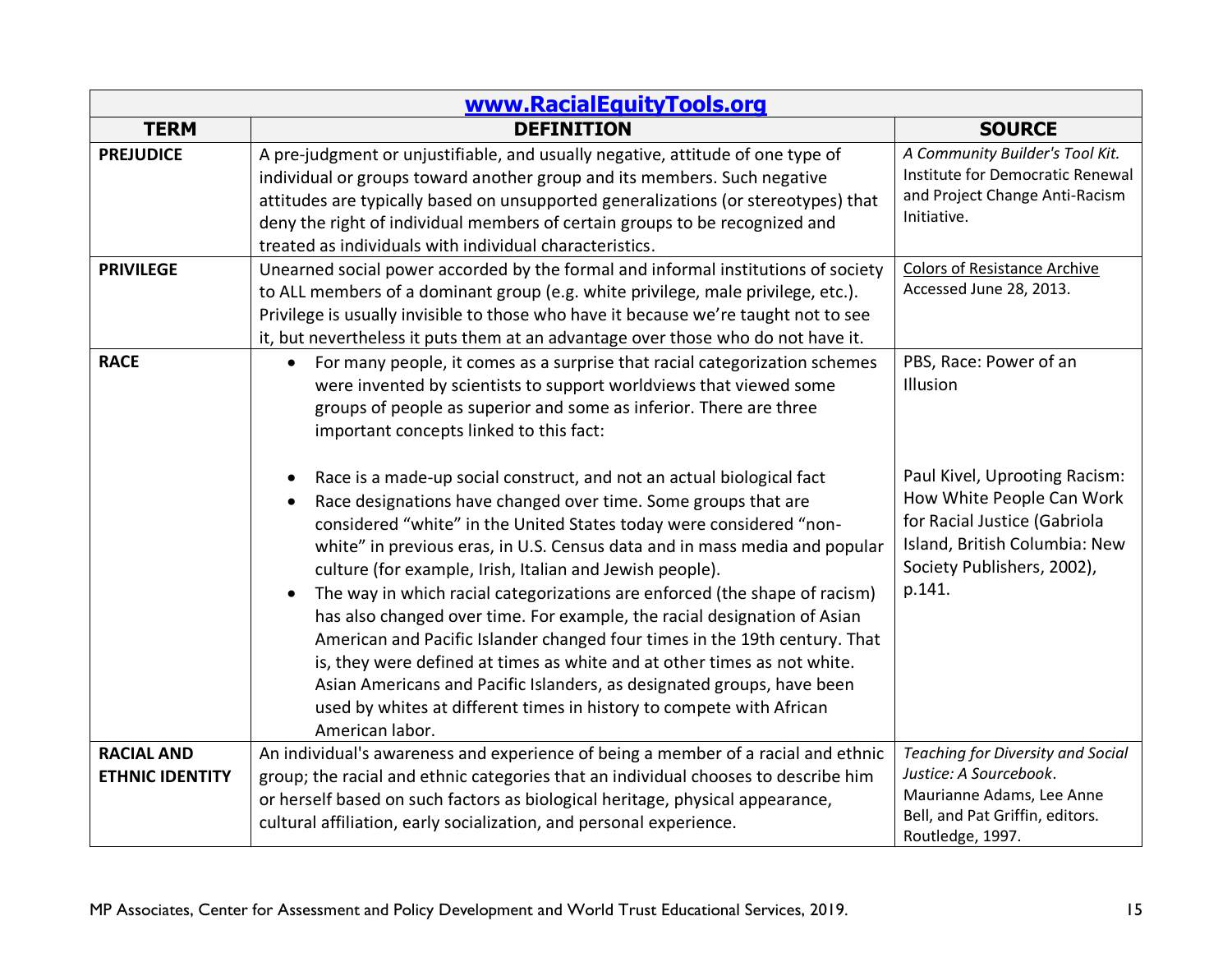| [www.RacialEquityTools.org](http://www.RacialEquityTools.org) | | |
|---|---|---|
| **TERM** | **DEFINITION** | **SOURCE** |
| **PREJUDICE** | A pre-judgment or unjustifiable, and usually negative, attitude of one type of individual or groups toward another group and its members. Such negative attitudes are typically based on unsupported generalizations (or stereotypes) that deny the right of individual members of certain groups to be recognized and treated as individuals with individual characteristics. | *A Community Builder's Tool Kit.* Institute for Democratic Renewal and Project Change Anti-Racism Initiative. |
| **PRIVILEGE** | Unearned social power accorded by the formal and informal institutions of society to ALL members of a dominant group (e.g. white privilege, male privilege, etc.). Privilege is usually invisible to those who have it because we're taught not to see it, but nevertheless it puts them at an advantage over those who do not have it. | Colors of Resistance Archive Accessed June 28, 2013. |
| **RACE** | • For many people, it comes as a surprise that racial categorization schemes were invented by scientists to support worldviews that viewed some groups of people as superior and some as inferior. There are three important concepts linked to this fact:<br><br>• Race is a made-up social construct, and not an actual biological fact<br>• Race designations have changed over time. Some groups that are considered "white" in the United States today were considered "non-white" in previous eras, in U.S. Census data and in mass media and popular culture (for example, Irish, Italian and Jewish people).<br>• The way in which racial categorizations are enforced (the shape of racism) has also changed over time. For example, the racial designation of Asian American and Pacific Islander changed four times in the 19th century. That is, they were defined at times as white and at other times as not white. Asian Americans and Pacific Islanders, as designated groups, have been used by whites at different times in history to compete with African American labor. | PBS, Race: Power of an Illusion<br><br>Paul Kivel, Uprooting Racism: How White People Can Work for Racial Justice (Gabriola Island, British Columbia: New Society Publishers, 2002), p.141. |
| **RACIAL AND ETHNIC IDENTITY** | An individual's awareness and experience of being a member of a racial and ethnic group; the racial and ethnic categories that an individual chooses to describe him or herself based on such factors as biological heritage, physical appearance, cultural affiliation, early socialization, and personal experience. | *Teaching for Diversity and Social Justice: A Sourcebook*. Maurianne Adams, Lee Anne Bell, and Pat Griffin, editors. Routledge, 1997. |

MP Associates, Center for Assessment and Policy Development and World Trust Educational Services, 2019.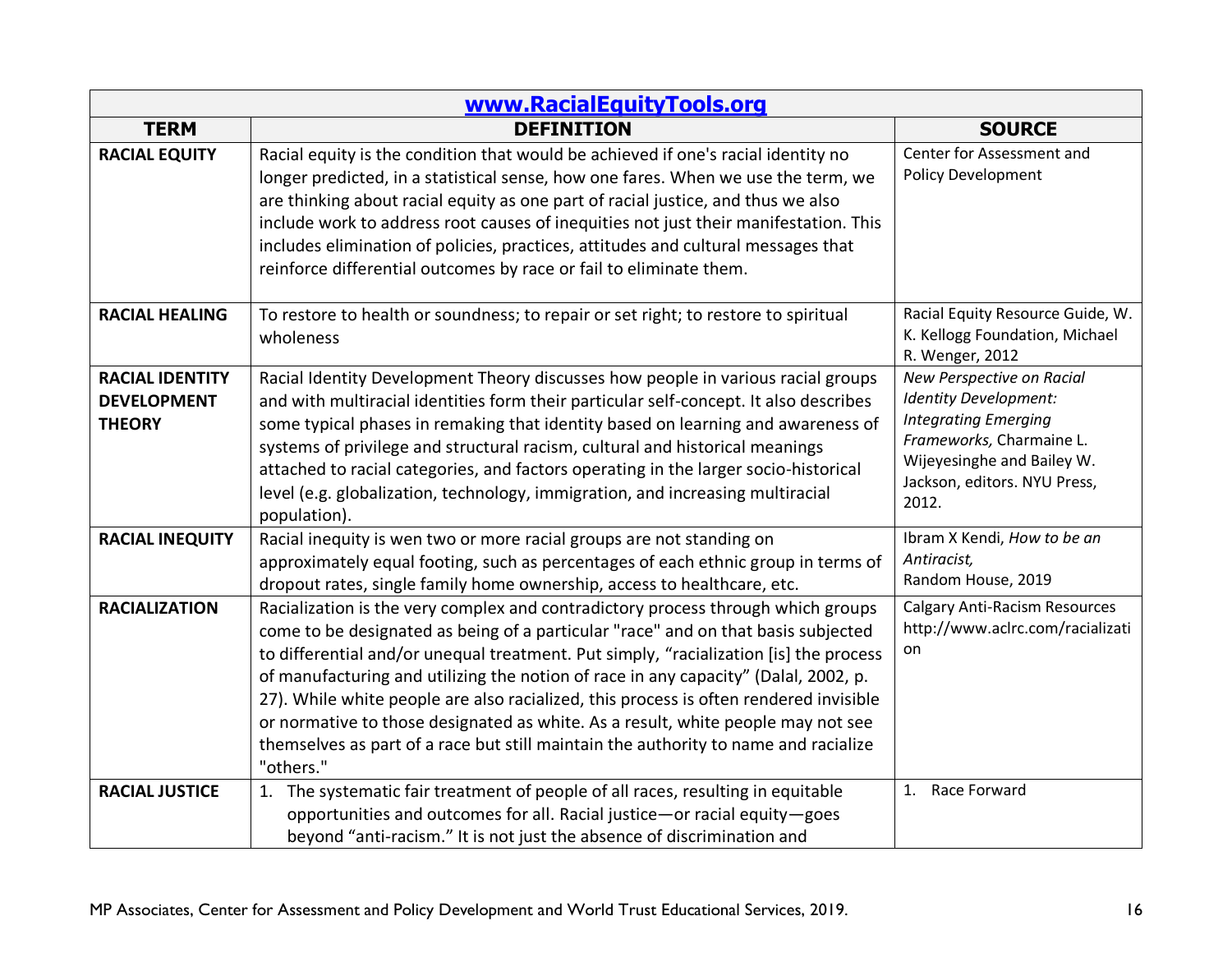| [www.RacialEquityTools.org](http://www.RacialEquityTools.org) | | |
|---|---|---|
| **TERM** | **DEFINITION** | **SOURCE** |
| **RACIAL EQUITY** | Racial equity is the condition that would be achieved if one's racial identity no longer predicted, in a statistical sense, how one fares. When we use the term, we are thinking about racial equity as one part of racial justice, and thus we also include work to address root causes of inequities not just their manifestation. This includes elimination of policies, practices, attitudes and cultural messages that reinforce differential outcomes by race or fail to eliminate them. | Center for Assessment and Policy Development |
| **RACIAL HEALING** | To restore to health or soundness; to repair or set right; to restore to spiritual wholeness | Racial Equity Resource Guide, W. K. Kellogg Foundation, Michael R. Wenger, 2012 |
| **RACIAL IDENTITY DEVELOPMENT THEORY** | Racial Identity Development Theory discusses how people in various racial groups and with multiracial identities form their particular self-concept. It also describes some typical phases in remaking that identity based on learning and awareness of systems of privilege and structural racism, cultural and historical meanings attached to racial categories, and factors operating in the larger socio-historical level (e.g. globalization, technology, immigration, and increasing multiracial population). | *New Perspective on Racial Identity Development: Integrating Emerging Frameworks,* Charmaine L. Wijeyesinghe and Bailey W. Jackson, editors. NYU Press, 2012. |
| **RACIAL INEQUITY** | Racial inequity is wen two or more racial groups are not standing on approximately equal footing, such as percentages of each ethnic group in terms of dropout rates, single family home ownership, access to healthcare, etc. | Ibram X Kendi, *How to be an Antiracist,* Random House, 2019 |
| **RACIALIZATION** | Racialization is the very complex and contradictory process through which groups come to be designated as being of a particular "race" and on that basis subjected to differential and/or unequal treatment. Put simply, "racialization [is] the process of manufacturing and utilizing the notion of race in any capacity" (Dalal, 2002, p. 27). While white people are also racialized, this process is often rendered invisible or normative to those designated as white. As a result, white people may not see themselves as part of a race but still maintain the authority to name and racialize "others." | Calgary Anti-Racism Resources http://www.aclrc.com/racialization |
| **RACIAL JUSTICE** | 1. The systematic fair treatment of people of all races, resulting in equitable opportunities and outcomes for all. Racial justice—or racial equity—goes beyond "anti-racism." It is not just the absence of discrimination and | 1. Race Forward |

MP Associates, Center for Assessment and Policy Development and World Trust Educational Services, 2019.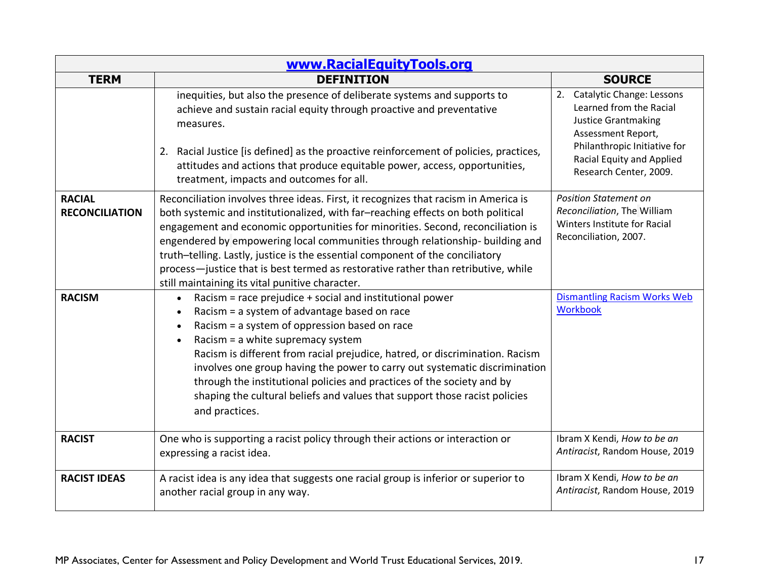| www.RacialEquityTools.org | | |
|---|---|---|
| **TERM** | **DEFINITION** | **SOURCE** |
| | inequities, but also the presence of deliberate systems and supports to achieve and sustain racial equity through proactive and preventative measures.<br><br>2. Racial Justice [is defined] as the proactive reinforcement of policies, practices, attitudes and actions that produce equitable power, access, opportunities, treatment, impacts and outcomes for all. | 2. Catalytic Change: Lessons Learned from the Racial Justice Grantmaking Assessment Report, Philanthropic Initiative for Racial Equity and Applied Research Center, 2009. |
| **RACIAL RECONCILIATION** | Reconciliation involves three ideas. First, it recognizes that racism in America is both systemic and institutionalized, with far–reaching effects on both political engagement and economic opportunities for minorities. Second, reconciliation is engendered by empowering local communities through relationship- building and truth–telling. Lastly, justice is the essential component of the conciliatory process—justice that is best termed as restorative rather than retributive, while still maintaining its vital punitive character. | *Position Statement on Reconciliation*, The William Winters Institute for Racial Reconciliation, 2007. |
| **RACISM** | • Racism = race prejudice + social and institutional power<br>• Racism = a system of advantage based on race<br>• Racism = a system of oppression based on race<br>• Racism = a white supremacy system<br>Racism is different from racial prejudice, hatred, or discrimination. Racism involves one group having the power to carry out systematic discrimination through the institutional policies and practices of the society and by shaping the cultural beliefs and values that support those racist policies and practices. | Dismantling Racism Works Web Workbook |
| **RACIST** | One who is supporting a racist policy through their actions or interaction or expressing a racist idea. | Ibram X Kendi, *How to be an Antiracist*, Random House, 2019 |
| **RACIST IDEAS** | A racist idea is any idea that suggests one racial group is inferior or superior to another racial group in any way. | Ibram X Kendi, *How to be an Antiracist*, Random House, 2019 |

MP Associates, Center for Assessment and Policy Development and World Trust Educational Services, 2019.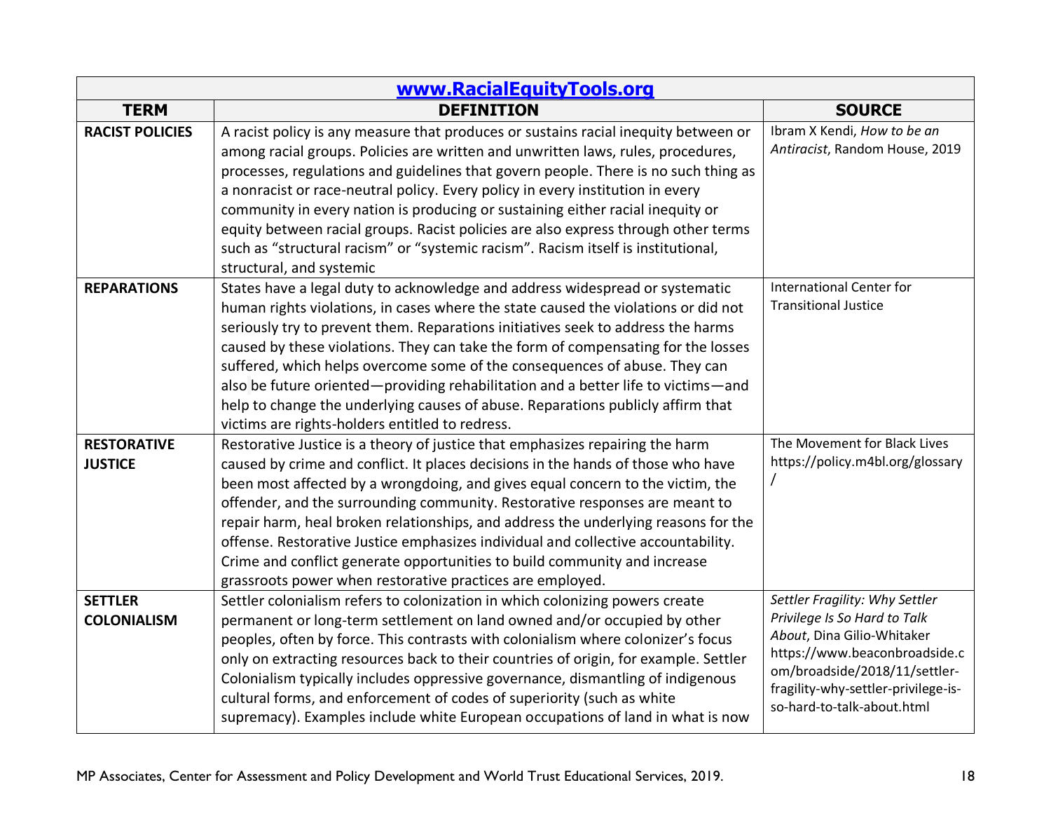| [www.RacialEquityTools.org](http://www.RacialEquityTools.org) | | |
|---|---|---|
| **TERM** | **DEFINITION** | **SOURCE** |
| **RACIST POLICIES** | A racist policy is any measure that produces or sustains racial inequity between or among racial groups. Policies are written and unwritten laws, rules, procedures, processes, regulations and guidelines that govern people. There is no such thing as a nonracist or race-neutral policy. Every policy in every institution in every community in every nation is producing or sustaining either racial inequity or equity between racial groups. Racist policies are also express through other terms such as "structural racism" or "systemic racism". Racism itself is institutional, structural, and systemic | Ibram X Kendi, *How to be an Antiracist*, Random House, 2019 |
| **REPARATIONS** | States have a legal duty to acknowledge and address widespread or systematic human rights violations, in cases where the state caused the violations or did not seriously try to prevent them. Reparations initiatives seek to address the harms caused by these violations. They can take the form of compensating for the losses suffered, which helps overcome some of the consequences of abuse. They can also be future oriented—providing rehabilitation and a better life to victims—and help to change the underlying causes of abuse. Reparations publicly affirm that victims are rights-holders entitled to redress. | International Center for Transitional Justice |
| **RESTORATIVE JUSTICE** | Restorative Justice is a theory of justice that emphasizes repairing the harm caused by crime and conflict. It places decisions in the hands of those who have been most affected by a wrongdoing, and gives equal concern to the victim, the offender, and the surrounding community. Restorative responses are meant to repair harm, heal broken relationships, and address the underlying reasons for the offense. Restorative Justice emphasizes individual and collective accountability. Crime and conflict generate opportunities to build community and increase grassroots power when restorative practices are employed. | The Movement for Black Lives https://policy.m4bl.org/glossary/ |
| **SETTLER COLONIALISM** | Settler colonialism refers to colonization in which colonizing powers create permanent or long-term settlement on land owned and/or occupied by other peoples, often by force. This contrasts with colonialism where colonizer's focus only on extracting resources back to their countries of origin, for example. Settler Colonialism typically includes oppressive governance, dismantling of indigenous cultural forms, and enforcement of codes of superiority (such as white supremacy). Examples include white European occupations of land in what is now | *Settler Fragility: Why Settler Privilege Is So Hard to Talk About*, Dina Gilio-Whitaker https://www.beaconbroadside.com/broadside/2018/11/settler-fragility-why-settler-privilege-is-so-hard-to-talk-about.html |

MP Associates, Center for Assessment and Policy Development and World Trust Educational Services, 2019.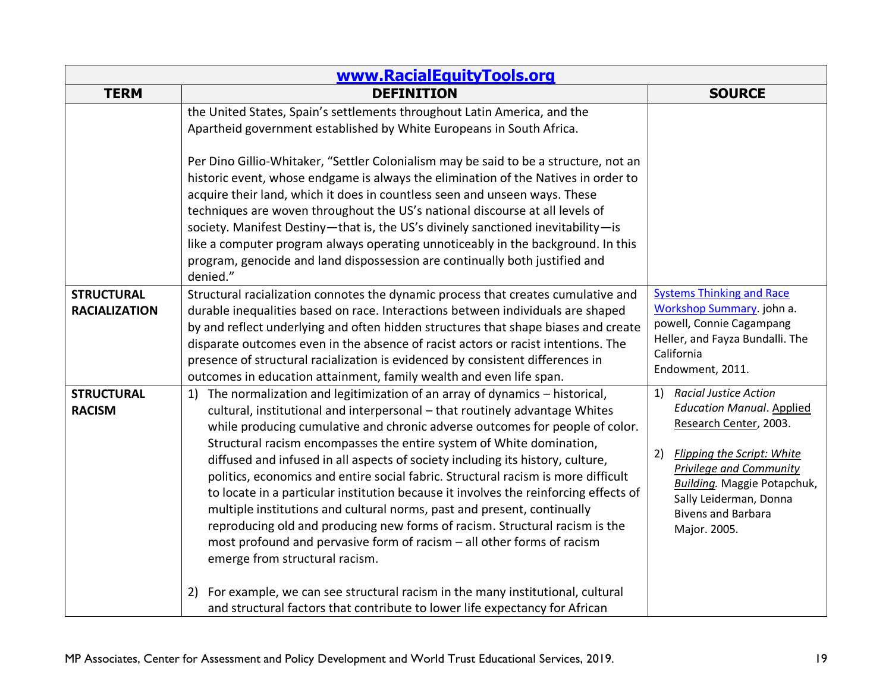| www.RacialEquityTools.org | | |
|---|---|---|
| **TERM** | **DEFINITION** | **SOURCE** |
| | the United States, Spain's settlements throughout Latin America, and the Apartheid government established by White Europeans in South Africa.<br><br>Per Dino Gillio-Whitaker, "Settler Colonialism may be said to be a structure, not an historic event, whose endgame is always the elimination of the Natives in order to acquire their land, which it does in countless seen and unseen ways. These techniques are woven throughout the US's national discourse at all levels of society. Manifest Destiny—that is, the US's divinely sanctioned inevitability—is like a computer program always operating unnoticeably in the background. In this program, genocide and land dispossession are continually both justified and denied." | |
| **STRUCTURAL RACIALIZATION** | Structural racialization connotes the dynamic process that creates cumulative and durable inequalities based on race. Interactions between individuals are shaped by and reflect underlying and often hidden structures that shape biases and create disparate outcomes even in the absence of racist actors or racist intentions. The presence of structural racialization is evidenced by consistent differences in outcomes in education attainment, family wealth and even life span. | Systems Thinking and Race Workshop Summary. john a. powell, Connie Cagampang Heller, and Fayza Bundalli. The California Endowment, 2011. |
| **STRUCTURAL RACISM** | 1) The normalization and legitimization of an array of dynamics – historical, cultural, institutional and interpersonal – that routinely advantage Whites while producing cumulative and chronic adverse outcomes for people of color. Structural racism encompasses the entire system of White domination, diffused and infused in all aspects of society including its history, culture, politics, economics and entire social fabric. Structural racism is more difficult to locate in a particular institution because it involves the reinforcing effects of multiple institutions and cultural norms, past and present, continually reproducing old and producing new forms of racism. Structural racism is the most profound and pervasive form of racism – all other forms of racism emerge from structural racism.<br><br>2) For example, we can see structural racism in the many institutional, cultural and structural factors that contribute to lower life expectancy for African | 1) *Racial Justice Action Education Manual*. Applied Research Center, 2003.<br><br>2) *Flipping the Script: White Privilege and Community Building.* Maggie Potapchuk, Sally Leiderman, Donna Bivens and Barbara Major. 2005. |

MP Associates, Center for Assessment and Policy Development and World Trust Educational Services, 2019.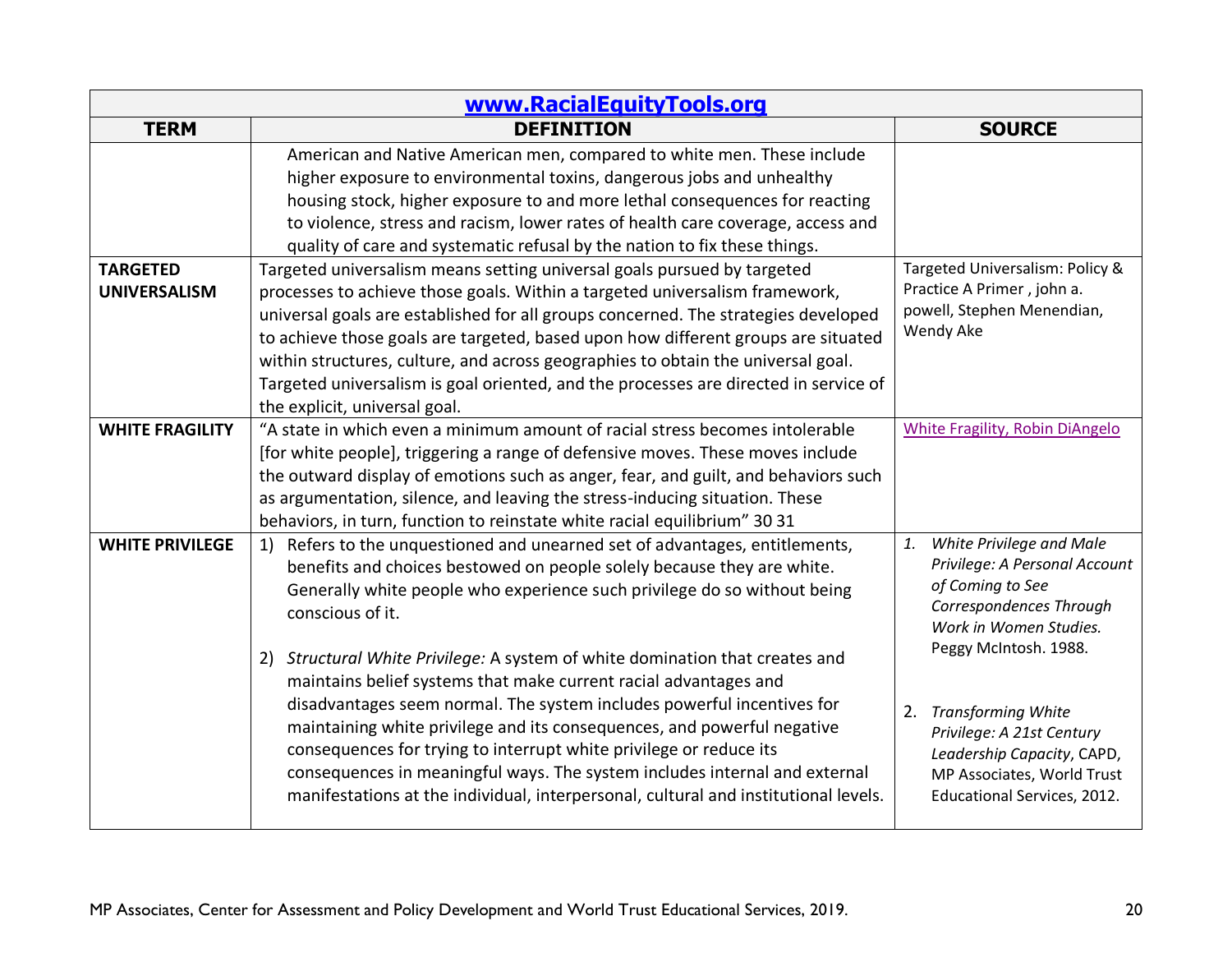| www.RacialEquityTools.org | | |
|---|---|---|
| **TERM** | **DEFINITION** | **SOURCE** |
| | American and Native American men, compared to white men. These include higher exposure to environmental toxins, dangerous jobs and unhealthy housing stock, higher exposure to and more lethal consequences for reacting to violence, stress and racism, lower rates of health care coverage, access and quality of care and systematic refusal by the nation to fix these things. | |
| **TARGETED UNIVERSALISM** | Targeted universalism means setting universal goals pursued by targeted processes to achieve those goals. Within a targeted universalism framework, universal goals are established for all groups concerned. The strategies developed to achieve those goals are targeted, based upon how different groups are situated within structures, culture, and across geographies to obtain the universal goal. Targeted universalism is goal oriented, and the processes are directed in service of the explicit, universal goal. | Targeted Universalism: Policy & Practice A Primer , john a. powell, Stephen Menendian, Wendy Ake |
| **WHITE FRAGILITY** | "A state in which even a minimum amount of racial stress becomes intolerable [for white people], triggering a range of defensive moves. These moves include the outward display of emotions such as anger, fear, and guilt, and behaviors such as argumentation, silence, and leaving the stress-inducing situation. These behaviors, in turn, function to reinstate white racial equilibrium" 30 31 | White Fragility, Robin DiAngelo |
| **WHITE PRIVILEGE** | 1) Refers to the unquestioned and unearned set of advantages, entitlements, benefits and choices bestowed on people solely because they are white. Generally white people who experience such privilege do so without being conscious of it.<br><br>2) *Structural White Privilege:* A system of white domination that creates and maintains belief systems that make current racial advantages and disadvantages seem normal. The system includes powerful incentives for maintaining white privilege and its consequences, and powerful negative consequences for trying to interrupt white privilege or reduce its consequences in meaningful ways. The system includes internal and external manifestations at the individual, interpersonal, cultural and institutional levels. | 1. *White Privilege and Male Privilege: A Personal Account of Coming to See Correspondences Through Work in Women Studies.* Peggy McIntosh. 1988.<br><br>2. *Transforming White Privilege: A 21st Century Leadership Capacity*, CAPD, MP Associates, World Trust Educational Services, 2012. |

MP Associates, Center for Assessment and Policy Development and World Trust Educational Services, 2019.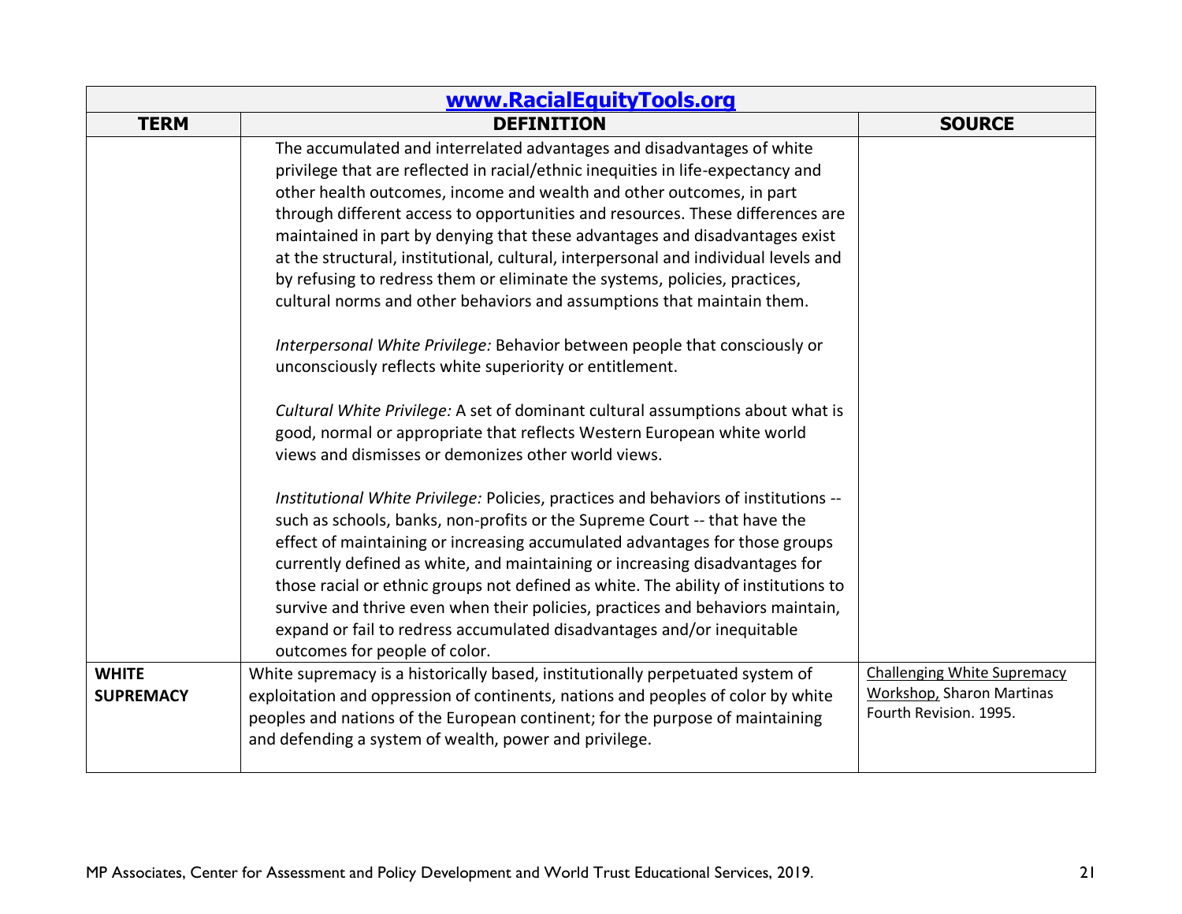| www.RacialEquityTools.org | | |
|---|---|---|
| **TERM** | **DEFINITION** | **SOURCE** |
| | The accumulated and interrelated advantages and disadvantages of white privilege that are reflected in racial/ethnic inequities in life-expectancy and other health outcomes, income and wealth and other outcomes, in part through different access to opportunities and resources. These differences are maintained in part by denying that these advantages and disadvantages exist at the structural, institutional, cultural, interpersonal and individual levels and by refusing to redress them or eliminate the systems, policies, practices, cultural norms and other behaviors and assumptions that maintain them.<br><br>*Interpersonal White Privilege:* Behavior between people that consciously or unconsciously reflects white superiority or entitlement.<br><br>*Cultural White Privilege:* A set of dominant cultural assumptions about what is good, normal or appropriate that reflects Western European white world views and dismisses or demonizes other world views.<br><br>*Institutional White Privilege:* Policies, practices and behaviors of institutions -- such as schools, banks, non-profits or the Supreme Court -- that have the effect of maintaining or increasing accumulated advantages for those groups currently defined as white, and maintaining or increasing disadvantages for those racial or ethnic groups not defined as white. The ability of institutions to survive and thrive even when their policies, practices and behaviors maintain, expand or fail to redress accumulated disadvantages and/or inequitable outcomes for people of color. | |
| **WHITE SUPREMACY** | White supremacy is a historically based, institutionally perpetuated system of exploitation and oppression of continents, nations and peoples of color by white peoples and nations of the European continent; for the purpose of maintaining and defending a system of wealth, power and privilege. | Challenging White Supremacy Workshop, Sharon Martinas Fourth Revision. 1995. |

MP Associates, Center for Assessment and Policy Development and World Trust Educational Services, 2019.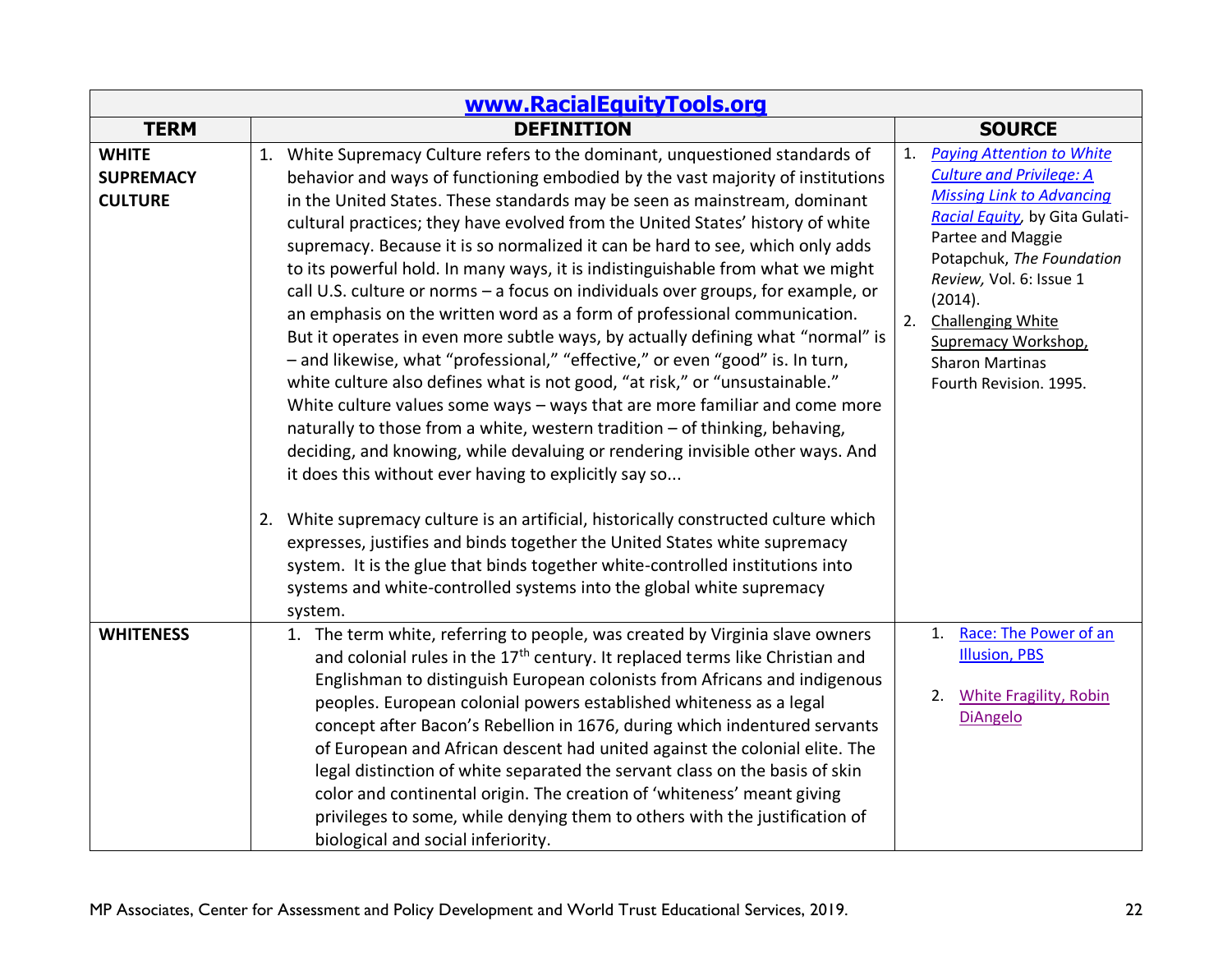| www.RacialEquityTools.org | | |
|---|---|---|
| **TERM** | **DEFINITION** | **SOURCE** |
| **WHITE SUPREMACY CULTURE** | 1. White Supremacy Culture refers to the dominant, unquestioned standards of behavior and ways of functioning embodied by the vast majority of institutions in the United States. These standards may be seen as mainstream, dominant cultural practices; they have evolved from the United States' history of white supremacy. Because it is so normalized it can be hard to see, which only adds to its powerful hold. In many ways, it is indistinguishable from what we might call U.S. culture or norms – a focus on individuals over groups, for example, or an emphasis on the written word as a form of professional communication. But it operates in even more subtle ways, by actually defining what "normal" is – and likewise, what "professional," "effective," or even "good" is. In turn, white culture also defines what is not good, "at risk," or "unsustainable." White culture values some ways – ways that are more familiar and come more naturally to those from a white, western tradition – of thinking, behaving, deciding, and knowing, while devaluing or rendering invisible other ways. And it does this without ever having to explicitly say so...<br><br>2. White supremacy culture is an artificial, historically constructed culture which expresses, justifies and binds together the United States white supremacy system. It is the glue that binds together white-controlled institutions into systems and white-controlled systems into the global white supremacy system. | 1. *Paying Attention to White Culture and Privilege: A Missing Link to Advancing Racial Equity*, by Gita Gulati-Partee and Maggie Potapchuk, *The Foundation Review,* Vol. 6: Issue 1 (2014).<br>2. Challenging White Supremacy Workshop, Sharon Martinas Fourth Revision. 1995. |
| **WHITENESS** | 1. The term white, referring to people, was created by Virginia slave owners and colonial rules in the 17th century. It replaced terms like Christian and Englishman to distinguish European colonists from Africans and indigenous peoples. European colonial powers established whiteness as a legal concept after Bacon's Rebellion in 1676, during which indentured servants of European and African descent had united against the colonial elite. The legal distinction of white separated the servant class on the basis of skin color and continental origin. The creation of 'whiteness' meant giving privileges to some, while denying them to others with the justification of biological and social inferiority. | 1. Race: The Power of an Illusion, PBS<br><br>2. White Fragility, Robin DiAngelo |

MP Associates, Center for Assessment and Policy Development and World Trust Educational Services, 2019.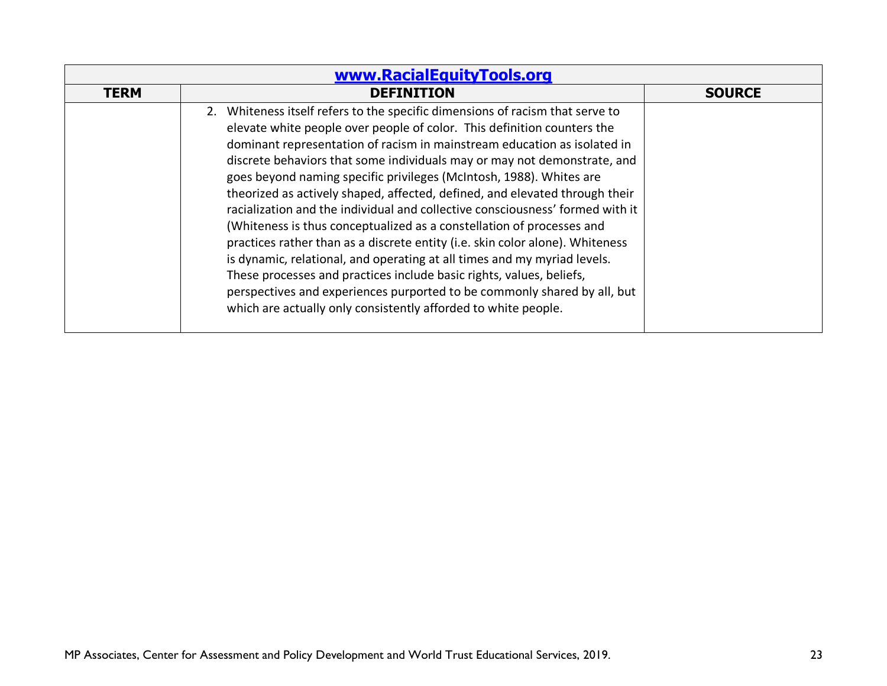| www.RacialEquityTools.org | | |
|---|---|---|
| **TERM** | **DEFINITION** | **SOURCE** |
| | 2. Whiteness itself refers to the specific dimensions of racism that serve to elevate white people over people of color. This definition counters the dominant representation of racism in mainstream education as isolated in discrete behaviors that some individuals may or may not demonstrate, and goes beyond naming specific privileges (McIntosh, 1988). Whites are theorized as actively shaped, affected, defined, and elevated through their racialization and the individual and collective consciousness' formed with it (Whiteness is thus conceptualized as a constellation of processes and practices rather than as a discrete entity (i.e. skin color alone). Whiteness is dynamic, relational, and operating at all times and my myriad levels. These processes and practices include basic rights, values, beliefs, perspectives and experiences purported to be commonly shared by all, but which are actually only consistently afforded to white people. | |

MP Associates, Center for Assessment and Policy Development and World Trust Educational Services, 2019.